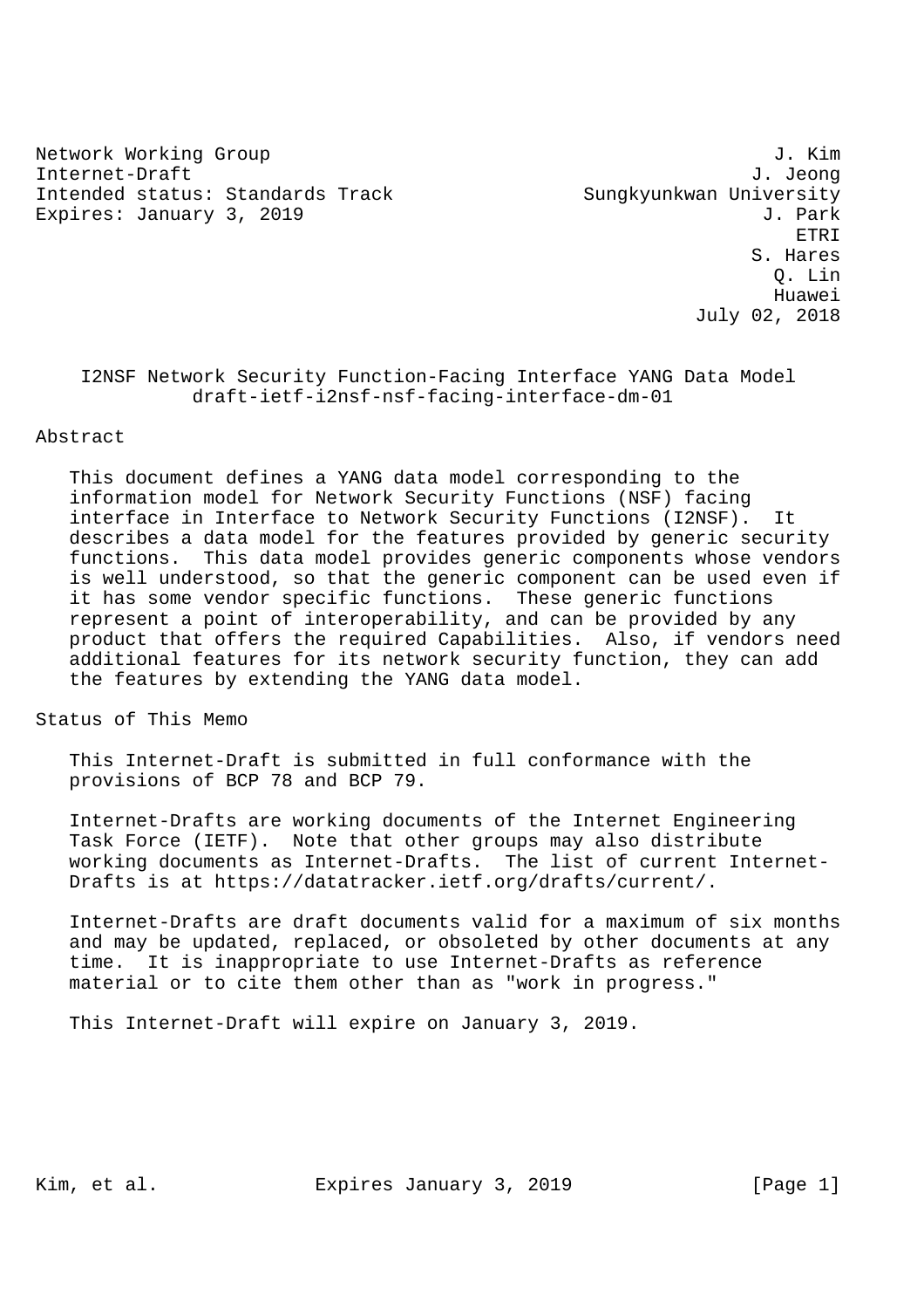Network Working Group J. Kim
Internet-Draft J. Jeong
Intended status: Standards Track Sungkyunkwan University
Expires: January 3, 2019 J. Park
ETRI
S. Hares
Q. Lin
Huawei
July 02, 2018

# I2NSF Network Security Function-Facing Interface YANG Data Model
## draft-ietf-i2nsf-nsf-facing-interface-dm-01

## Abstract

This document defines a YANG data model corresponding to the information model for Network Security Functions (NSF) facing interface in Interface to Network Security Functions (I2NSF). It describes a data model for the features provided by generic security functions. This data model provides generic components whose vendors is well understood, so that the generic component can be used even if it has some vendor specific functions. These generic functions represent a point of interoperability, and can be provided by any product that offers the required Capabilities. Also, if vendors need additional features for its network security function, they can add the features by extending the YANG data model.

## Status of This Memo

This Internet-Draft is submitted in full conformance with the provisions of BCP 78 and BCP 79.

Internet-Drafts are working documents of the Internet Engineering Task Force (IETF). Note that other groups may also distribute working documents as Internet-Drafts. The list of current Internet-Drafts is at https://datatracker.ietf.org/drafts/current/.

Internet-Drafts are draft documents valid for a maximum of six months and may be updated, replaced, or obsoleted by other documents at any time. It is inappropriate to use Internet-Drafts as reference material or to cite them other than as "work in progress."

This Internet-Draft will expire on January 3, 2019.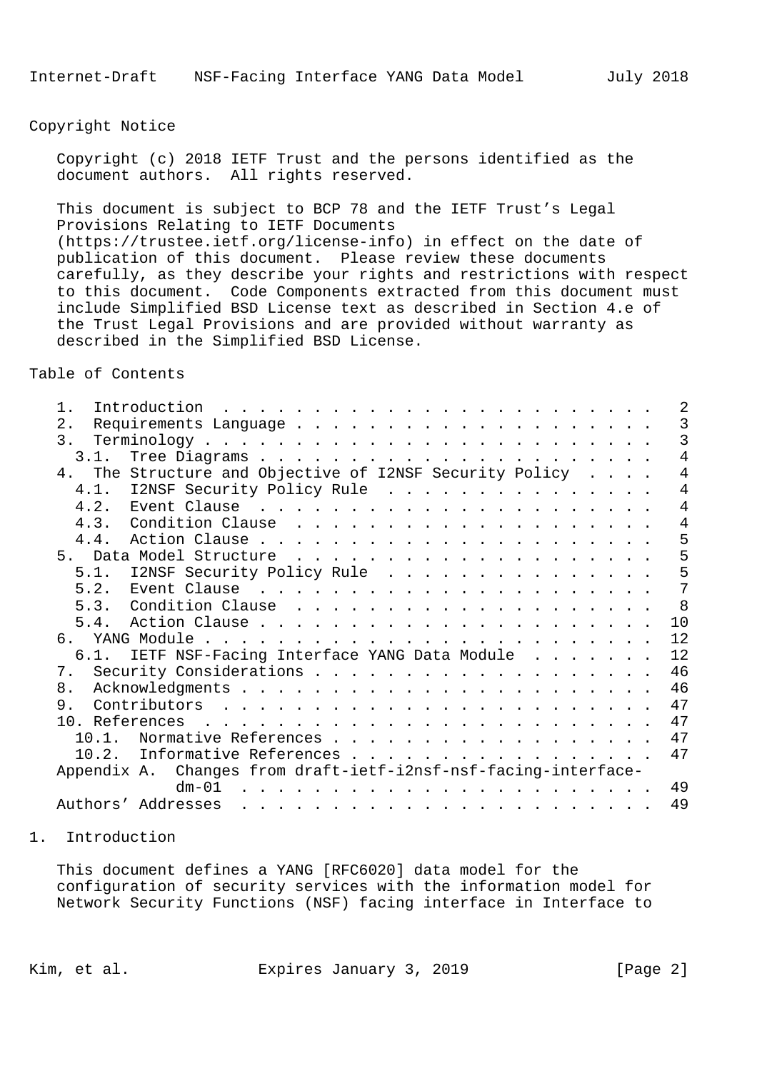## Copyright Notice

Copyright (c) 2018 IETF Trust and the persons identified as the document authors. All rights reserved.

This document is subject to BCP 78 and the IETF Trust's Legal Provisions Relating to IETF Documents (https://trustee.ietf.org/license-info) in effect on the date of publication of this document. Please review these documents carefully, as they describe your rights and restrictions with respect to this document. Code Components extracted from this document must include Simplified BSD License text as described in Section 4.e of the Trust Legal Provisions and are provided without warranty as described in the Simplified BSD License.

## Table of Contents

```
   1.  Introduction  . . . . . . . . . . . . . . . . . . . . . . . .   2
   2.  Requirements Language . . . . . . . . . . . . . . . . . . . .   3
   3.  Terminology . . . . . . . . . . . . . . . . . . . . . . . . .   3
     3.1.  Tree Diagrams . . . . . . . . . . . . . . . . . . . . . .   4
   4.  The Structure and Objective of I2NSF Security Policy  . . . .   4
     4.1.  I2NSF Security Policy Rule  . . . . . . . . . . . . . . .   4
     4.2.  Event Clause  . . . . . . . . . . . . . . . . . . . . . .   4
     4.3.  Condition Clause  . . . . . . . . . . . . . . . . . . . .   4
     4.4.  Action Clause . . . . . . . . . . . . . . . . . . . . . .   5
   5.  Data Model Structure  . . . . . . . . . . . . . . . . . . . .   5
     5.1.  I2NSF Security Policy Rule  . . . . . . . . . . . . . . .   5
     5.2.  Event Clause  . . . . . . . . . . . . . . . . . . . . . .   7
     5.3.  Condition Clause  . . . . . . . . . . . . . . . . . . . .   8
     5.4.  Action Clause . . . . . . . . . . . . . . . . . . . . . .  10
   6.  YANG Module . . . . . . . . . . . . . . . . . . . . . . . . .  12
     6.1.  IETF NSF-Facing Interface YANG Data Module  . . . . . . .  12
   7.  Security Considerations . . . . . . . . . . . . . . . . . . .  46
   8.  Acknowledgments . . . . . . . . . . . . . . . . . . . . . . .  46
   9.  Contributors  . . . . . . . . . . . . . . . . . . . . . . . .  47
   10. References  . . . . . . . . . . . . . . . . . . . . . . . . .  47
     10.1.  Normative References . . . . . . . . . . . . . . . . . .  47
     10.2.  Informative References . . . . . . . . . . . . . . . . .  47
   Appendix A.  Changes from draft-ietf-i2nsf-nsf-facing-interface-
                dm-01  . . . . . . . . . . . . . . . . . . . . . . .  49
   Authors' Addresses  . . . . . . . . . . . . . . . . . . . . . . .  49
```

## 1. Introduction

This document defines a YANG [RFC6020] data model for the configuration of security services with the information model for Network Security Functions (NSF) facing interface in Interface to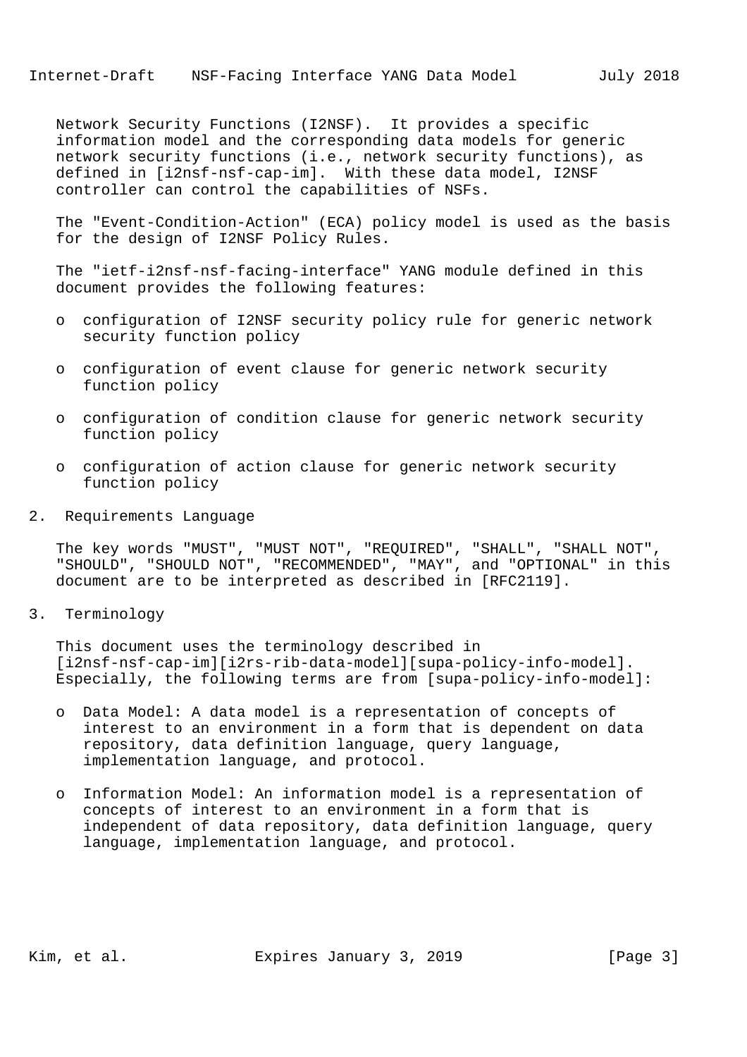Network Security Functions (I2NSF). It provides a specific information model and the corresponding data models for generic network security functions (i.e., network security functions), as defined in [i2nsf-nsf-cap-im]. With these data model, I2NSF controller can control the capabilities of NSFs.

The "Event-Condition-Action" (ECA) policy model is used as the basis for the design of I2NSF Policy Rules.

The "ietf-i2nsf-nsf-facing-interface" YANG module defined in this document provides the following features:

- configuration of I2NSF security policy rule for generic network security function policy
- configuration of event clause for generic network security function policy
- configuration of condition clause for generic network security function policy
- configuration of action clause for generic network security function policy

## 2. Requirements Language

The key words "MUST", "MUST NOT", "REQUIRED", "SHALL", "SHALL NOT", "SHOULD", "SHOULD NOT", "RECOMMENDED", "MAY", and "OPTIONAL" in this document are to be interpreted as described in [RFC2119].

## 3. Terminology

This document uses the terminology described in [i2nsf-nsf-cap-im][i2rs-rib-data-model][supa-policy-info-model]. Especially, the following terms are from [supa-policy-info-model]:

- Data Model: A data model is a representation of concepts of interest to an environment in a form that is dependent on data repository, data definition language, query language, implementation language, and protocol.
- Information Model: An information model is a representation of concepts of interest to an environment in a form that is independent of data repository, data definition language, query language, implementation language, and protocol.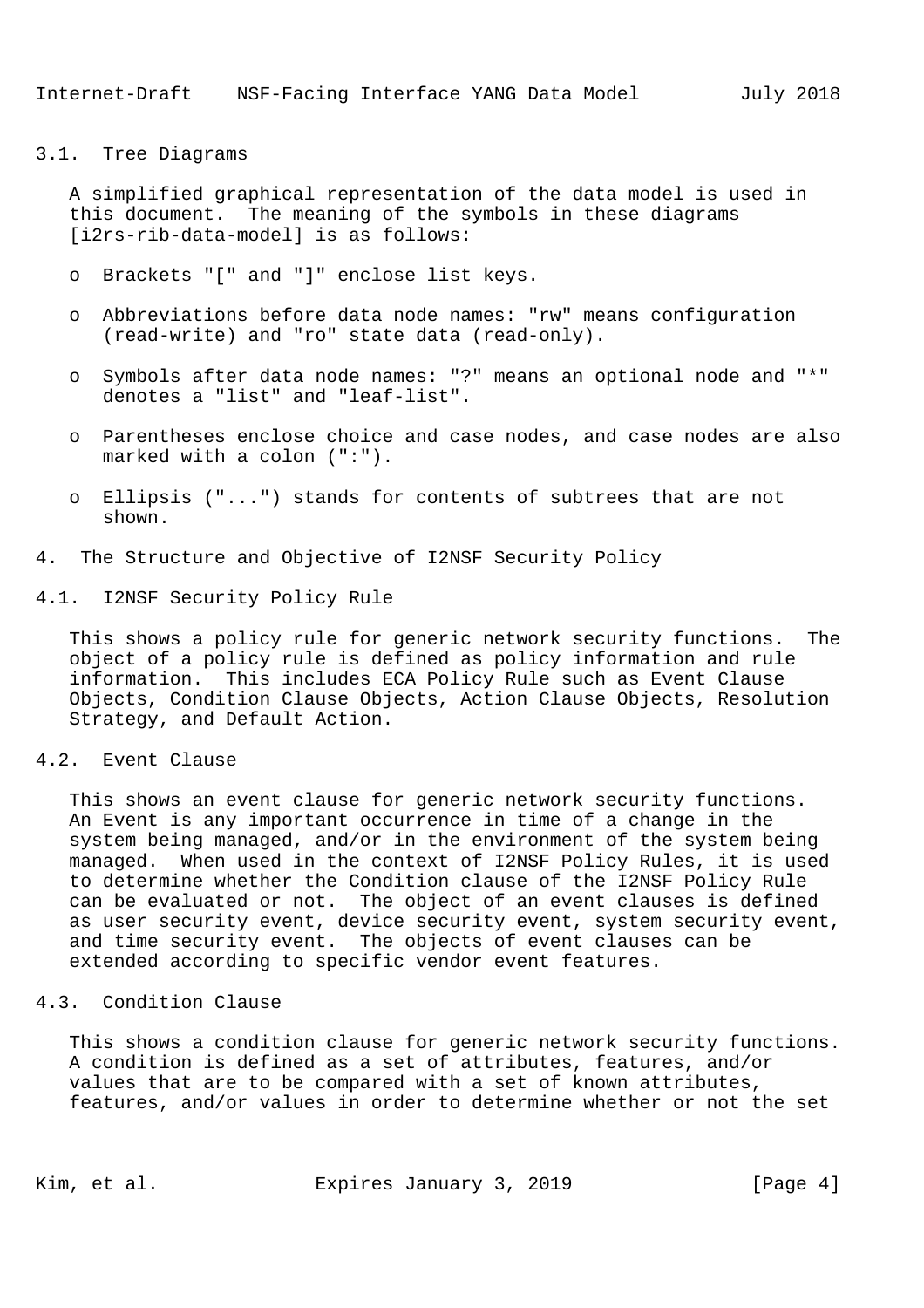### 3.1. Tree Diagrams

A simplified graphical representation of the data model is used in this document. The meaning of the symbols in these diagrams [i2rs-rib-data-model] is as follows:

- Brackets "[" and "]" enclose list keys.
- Abbreviations before data node names: "rw" means configuration (read-write) and "ro" state data (read-only).
- Symbols after data node names: "?" means an optional node and "*" denotes a "list" and "leaf-list".
- Parentheses enclose choice and case nodes, and case nodes are also marked with a colon (":").
- Ellipsis ("...") stands for contents of subtrees that are not shown.

## 4. The Structure and Objective of I2NSF Security Policy

### 4.1. I2NSF Security Policy Rule

This shows a policy rule for generic network security functions. The object of a policy rule is defined as policy information and rule information. This includes ECA Policy Rule such as Event Clause Objects, Condition Clause Objects, Action Clause Objects, Resolution Strategy, and Default Action.

### 4.2. Event Clause

This shows an event clause for generic network security functions. An Event is any important occurrence in time of a change in the system being managed, and/or in the environment of the system being managed. When used in the context of I2NSF Policy Rules, it is used to determine whether the Condition clause of the I2NSF Policy Rule can be evaluated or not. The object of an event clauses is defined as user security event, device security event, system security event, and time security event. The objects of event clauses can be extended according to specific vendor event features.

### 4.3. Condition Clause

This shows a condition clause for generic network security functions. A condition is defined as a set of attributes, features, and/or values that are to be compared with a set of known attributes, features, and/or values in order to determine whether or not the set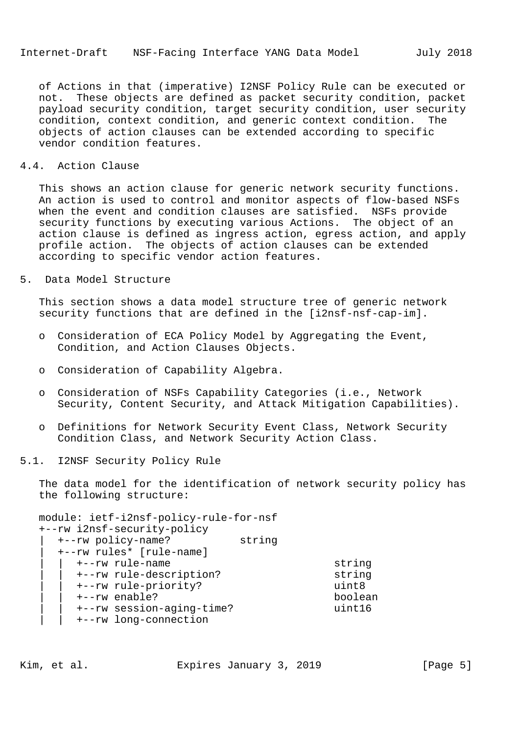of Actions in that (imperative) I2NSF Policy Rule can be executed or not. These objects are defined as packet security condition, packet payload security condition, target security condition, user security condition, context condition, and generic context condition. The objects of action clauses can be extended according to specific vendor condition features.

### 4.4. Action Clause

This shows an action clause for generic network security functions. An action is used to control and monitor aspects of flow-based NSFs when the event and condition clauses are satisfied. NSFs provide security functions by executing various Actions. The object of an action clause is defined as ingress action, egress action, and apply profile action. The objects of action clauses can be extended according to specific vendor action features.

## 5. Data Model Structure

This section shows a data model structure tree of generic network security functions that are defined in the [i2nsf-nsf-cap-im].

- Consideration of ECA Policy Model by Aggregating the Event, Condition, and Action Clauses Objects.
- Consideration of Capability Algebra.
- Consideration of NSFs Capability Categories (i.e., Network Security, Content Security, and Attack Mitigation Capabilities).
- Definitions for Network Security Event Class, Network Security Condition Class, and Network Security Action Class.

### 5.1. I2NSF Security Policy Rule

The data model for the identification of network security policy has the following structure:

```
module: ietf-i2nsf-policy-rule-for-nsf
+--rw i2nsf-security-policy
|  +--rw policy-name?          string
|  +--rw rules* [rule-name]
|  |  +--rw rule-name                        string
|  |  +--rw rule-description?                string
|  |  +--rw rule-priority?                   uint8
|  |  +--rw enable?                          boolean
|  |  +--rw session-aging-time?              uint16
|  |  +--rw long-connection
```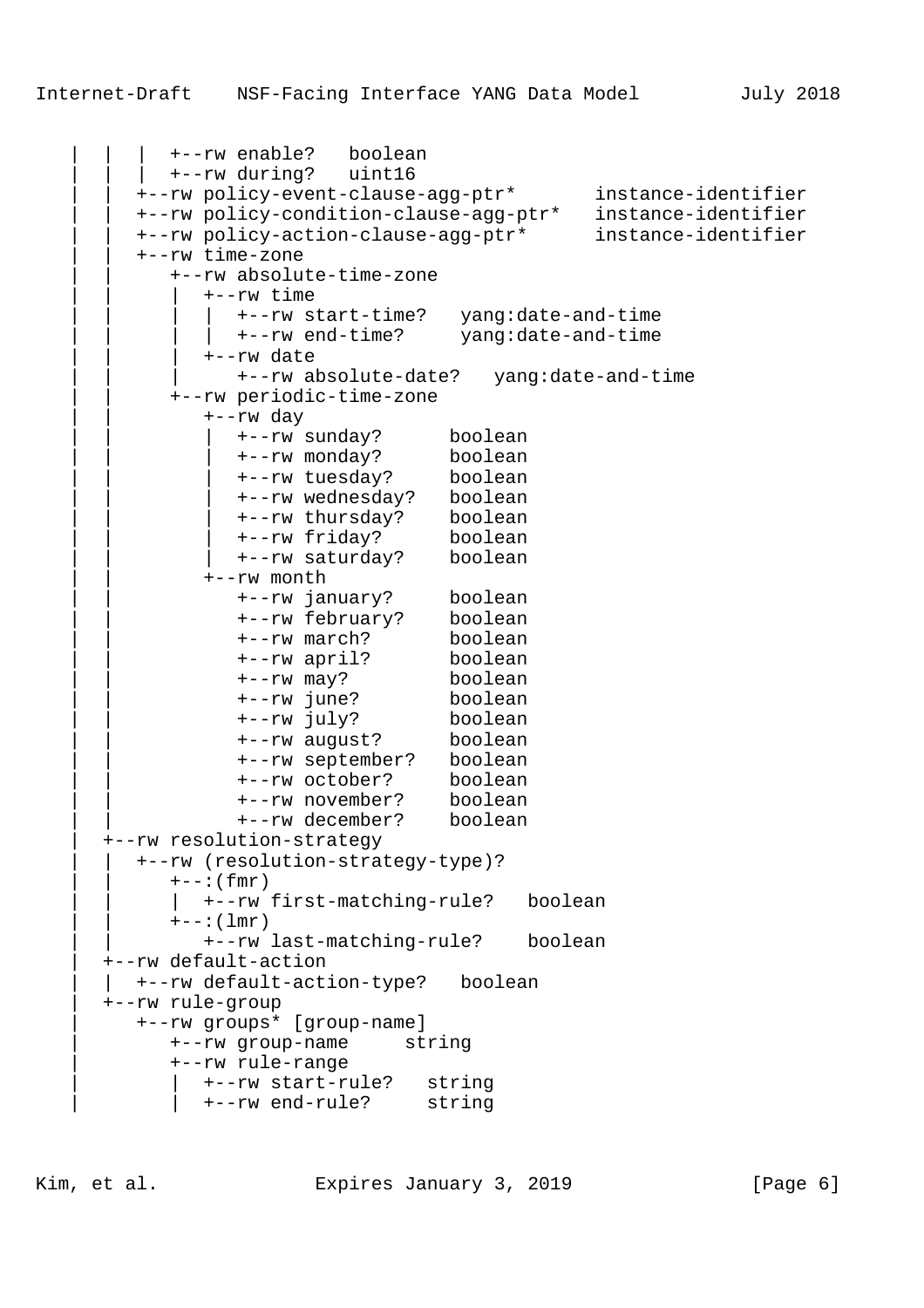```
   |  |  |  +--rw enable?   boolean
   |  |  |  +--rw during?   uint16
   |  |  +--rw policy-event-clause-agg-ptr*       instance-identifier
   |  |  +--rw policy-condition-clause-agg-ptr*   instance-identifier
   |  |  +--rw policy-action-clause-agg-ptr*      instance-identifier
   |  |  +--rw time-zone
   |  |     +--rw absolute-time-zone
   |  |     |  +--rw time
   |  |     |  |  +--rw start-time?   yang:date-and-time
   |  |     |  |  +--rw end-time?     yang:date-and-time
   |  |     |  +--rw date
   |  |     |     +--rw absolute-date?   yang:date-and-time
   |  |     +--rw periodic-time-zone
   |  |        +--rw day
   |  |        |  +--rw sunday?      boolean
   |  |        |  +--rw monday?      boolean
   |  |        |  +--rw tuesday?     boolean
   |  |        |  +--rw wednesday?   boolean
   |  |        |  +--rw thursday?    boolean
   |  |        |  +--rw friday?      boolean
   |  |        |  +--rw saturday?    boolean
   |  |        +--rw month
   |  |           +--rw january?     boolean
   |  |           +--rw february?    boolean
   |  |           +--rw march?       boolean
   |  |           +--rw april?       boolean
   |  |           +--rw may?         boolean
   |  |           +--rw june?        boolean
   |  |           +--rw july?        boolean
   |  |           +--rw august?      boolean
   |  |           +--rw september?   boolean
   |  |           +--rw october?     boolean
   |  |           +--rw november?    boolean
   |  |           +--rw december?    boolean
   |  +--rw resolution-strategy
   |  |  +--rw (resolution-strategy-type)?
   |  |     +--:(fmr)
   |  |     |  +--rw first-matching-rule?   boolean
   |  |     +--:(lmr)
   |  |        +--rw last-matching-rule?    boolean
   |  +--rw default-action
   |  |  +--rw default-action-type?   boolean
   |  +--rw rule-group
   |     +--rw groups* [group-name]
   |        +--rw group-name     string
   |        +--rw rule-range
   |        |  +--rw start-rule?   string
   |        |  +--rw end-rule?     string
```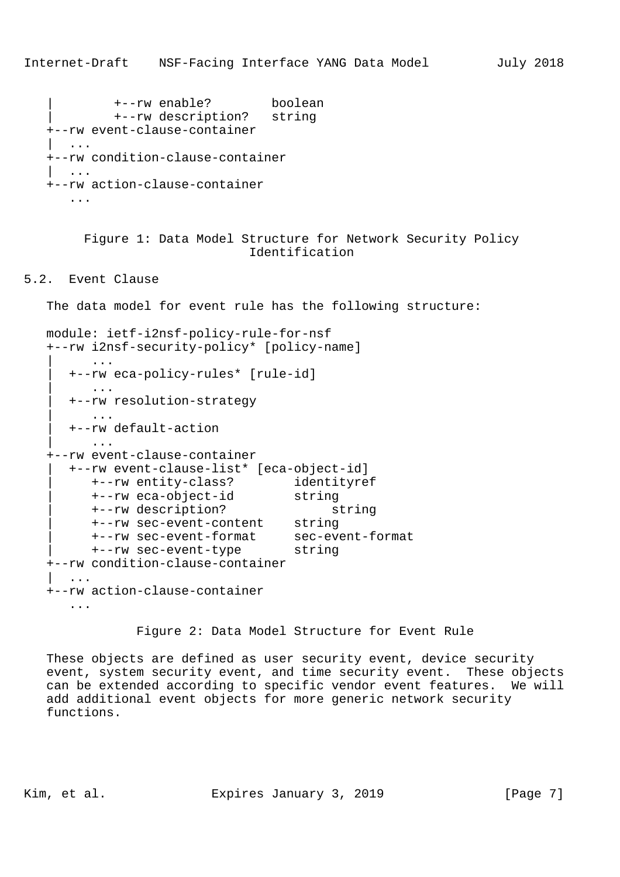```
   |        +--rw enable?        boolean
   |        +--rw description?   string
   +--rw event-clause-container
   |  ...
   +--rw condition-clause-container
   |  ...
   +--rw action-clause-container
      ...
```

Figure 1: Data Model Structure for Network Security Policy Identification

## 5.2. Event Clause

The data model for event rule has the following structure:

```
   module: ietf-i2nsf-policy-rule-for-nsf
   +--rw i2nsf-security-policy* [policy-name]
   |     ...
   |  +--rw eca-policy-rules* [rule-id]
   |     ...
   |  +--rw resolution-strategy
   |     ...
   |  +--rw default-action
   |     ...
   +--rw event-clause-container
   |  +--rw event-clause-list* [eca-object-id]
   |     +--rw entity-class?        identityref
   |     +--rw eca-object-id        string
   |     +--rw description?              string
   |     +--rw sec-event-content    string
   |     +--rw sec-event-format     sec-event-format
   |     +--rw sec-event-type       string
   +--rw condition-clause-container
   |  ...
   +--rw action-clause-container
      ...
```

Figure 2: Data Model Structure for Event Rule

These objects are defined as user security event, device security event, system security event, and time security event. These objects can be extended according to specific vendor event features. We will add additional event objects for more generic network security functions.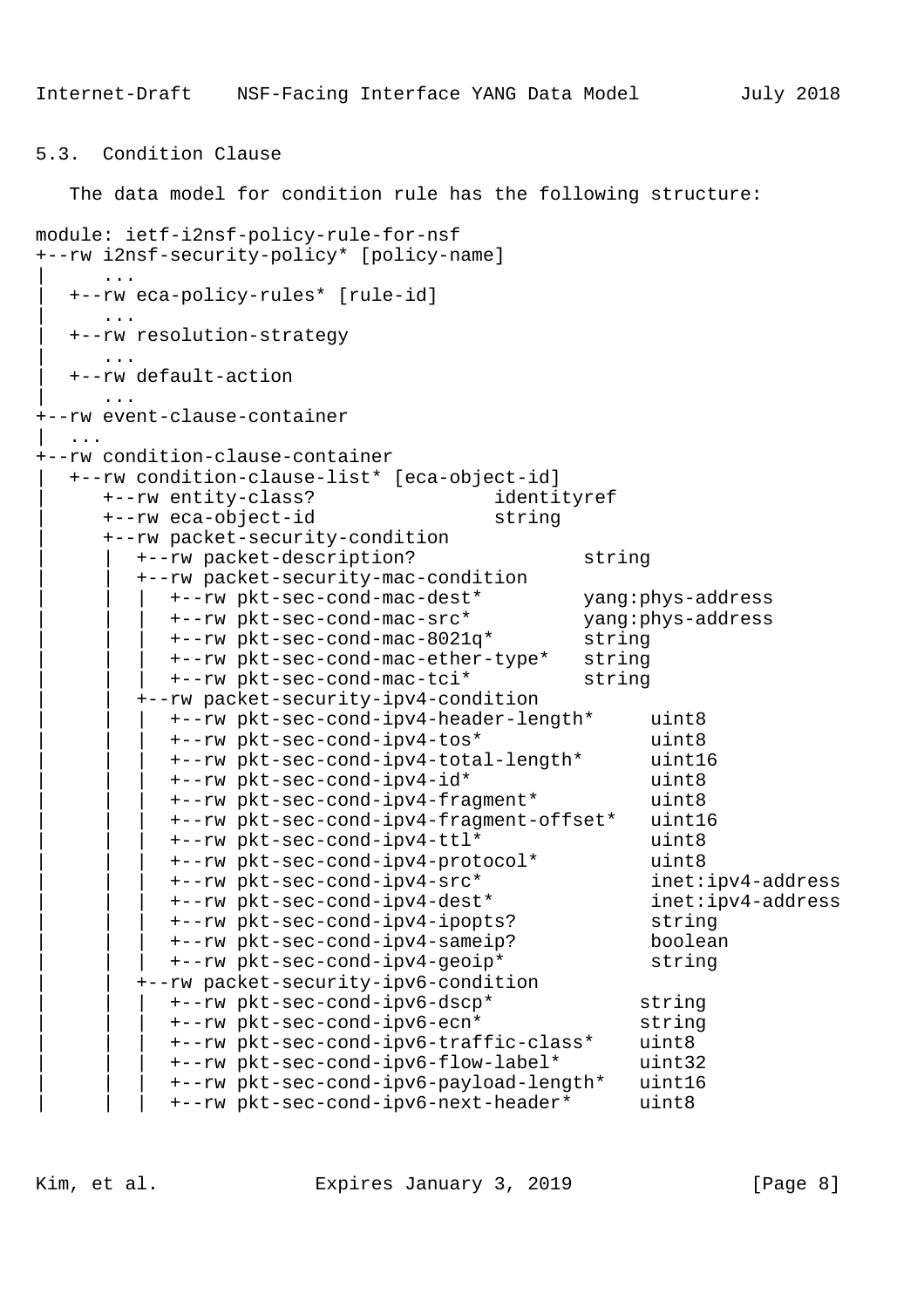## 5.3. Condition Clause

The data model for condition rule has the following structure:

```
module: ietf-i2nsf-policy-rule-for-nsf
+--rw i2nsf-security-policy* [policy-name]
|     ...
|  +--rw eca-policy-rules* [rule-id]
|     ...
|  +--rw resolution-strategy
|     ...
|  +--rw default-action
|     ...
+--rw event-clause-container
|  ...
+--rw condition-clause-container
|  +--rw condition-clause-list* [eca-object-id]
|     +--rw entity-class?                identityref
|     +--rw eca-object-id                string
|     +--rw packet-security-condition
|     |  +--rw packet-description?              string
|     |  +--rw packet-security-mac-condition
|     |  |  +--rw pkt-sec-cond-mac-dest*         yang:phys-address
|     |  |  +--rw pkt-sec-cond-mac-src*          yang:phys-address
|     |  |  +--rw pkt-sec-cond-mac-8021q*        string
|     |  |  +--rw pkt-sec-cond-mac-ether-type*   string
|     |  |  +--rw pkt-sec-cond-mac-tci*          string
|     |  +--rw packet-security-ipv4-condition
|     |  |  +--rw pkt-sec-cond-ipv4-header-length*     uint8
|     |  |  +--rw pkt-sec-cond-ipv4-tos*               uint8
|     |  |  +--rw pkt-sec-cond-ipv4-total-length*      uint16
|     |  |  +--rw pkt-sec-cond-ipv4-id*                uint8
|     |  |  +--rw pkt-sec-cond-ipv4-fragment*          uint8
|     |  |  +--rw pkt-sec-cond-ipv4-fragment-offset*   uint16
|     |  |  +--rw pkt-sec-cond-ipv4-ttl*               uint8
|     |  |  +--rw pkt-sec-cond-ipv4-protocol*          uint8
|     |  |  +--rw pkt-sec-cond-ipv4-src*               inet:ipv4-address
|     |  |  +--rw pkt-sec-cond-ipv4-dest*              inet:ipv4-address
|     |  |  +--rw pkt-sec-cond-ipv4-ipopts?            string
|     |  |  +--rw pkt-sec-cond-ipv4-sameip?            boolean
|     |  |  +--rw pkt-sec-cond-ipv4-geoip*             string
|     |  +--rw packet-security-ipv6-condition
|     |  |  +--rw pkt-sec-cond-ipv6-dscp*             string
|     |  |  +--rw pkt-sec-cond-ipv6-ecn*              string
|     |  |  +--rw pkt-sec-cond-ipv6-traffic-class*    uint8
|     |  |  +--rw pkt-sec-cond-ipv6-flow-label*       uint32
|     |  |  +--rw pkt-sec-cond-ipv6-payload-length*   uint16
|     |  |  +--rw pkt-sec-cond-ipv6-next-header*      uint8
```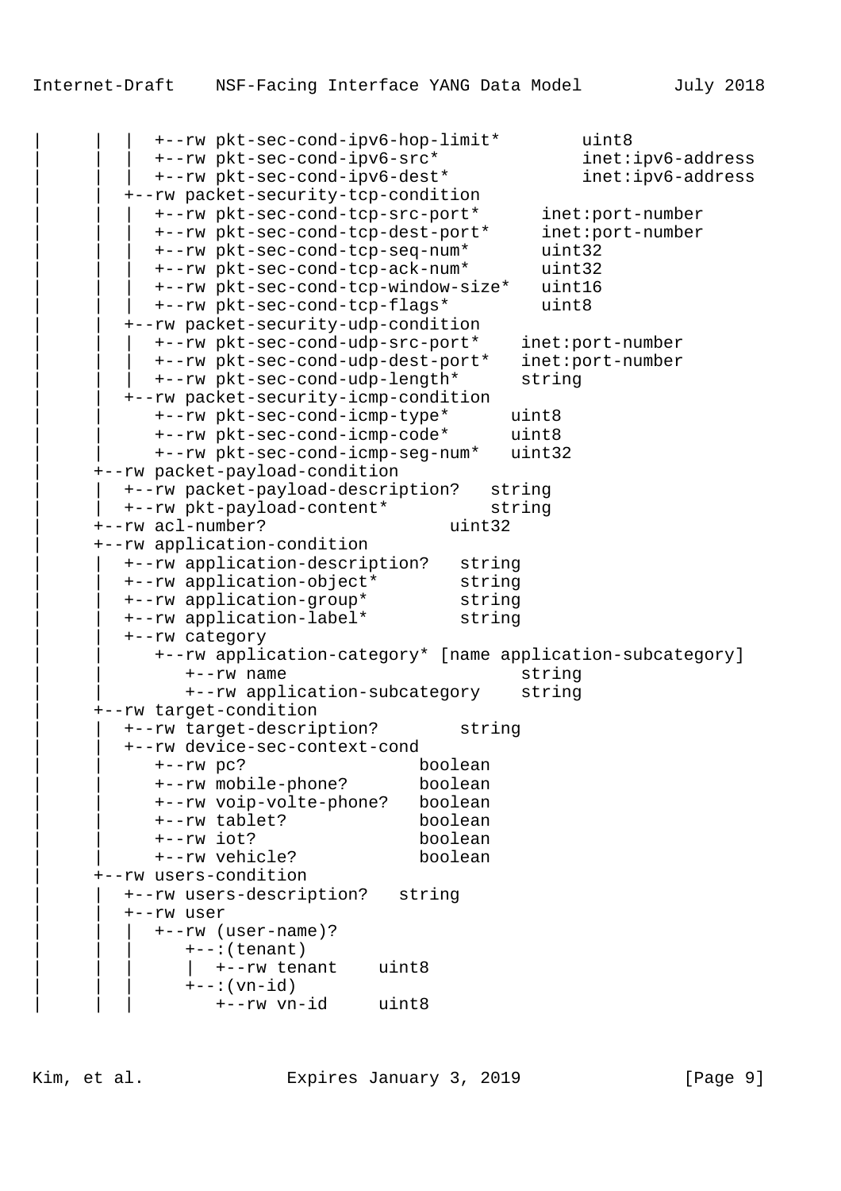```
|     |  |  +--rw pkt-sec-cond-ipv6-hop-limit*        uint8
|     |  |  +--rw pkt-sec-cond-ipv6-src*              inet:ipv6-address
|     |  |  +--rw pkt-sec-cond-ipv6-dest*             inet:ipv6-address
|     |  +--rw packet-security-tcp-condition
|     |  |  +--rw pkt-sec-cond-tcp-src-port*      inet:port-number
|     |  |  +--rw pkt-sec-cond-tcp-dest-port*     inet:port-number
|     |  |  +--rw pkt-sec-cond-tcp-seq-num*       uint32
|     |  |  +--rw pkt-sec-cond-tcp-ack-num*       uint32
|     |  |  +--rw pkt-sec-cond-tcp-window-size*   uint16
|     |  |  +--rw pkt-sec-cond-tcp-flags*         uint8
|     |  +--rw packet-security-udp-condition
|     |  |  +--rw pkt-sec-cond-udp-src-port*    inet:port-number
|     |  |  +--rw pkt-sec-cond-udp-dest-port*   inet:port-number
|     |  |  +--rw pkt-sec-cond-udp-length*      string
|     |  +--rw packet-security-icmp-condition
|     |     +--rw pkt-sec-cond-icmp-type*      uint8
|     |     +--rw pkt-sec-cond-icmp-code*      uint8
|     |     +--rw pkt-sec-cond-icmp-seg-num*   uint32
|     +--rw packet-payload-condition
|     |  +--rw packet-payload-description?   string
|     |  +--rw pkt-payload-content*          string
|     +--rw acl-number?                  uint32
|     +--rw application-condition
|     |  +--rw application-description?   string
|     |  +--rw application-object*        string
|     |  +--rw application-group*         string
|     |  +--rw application-label*         string
|     |  +--rw category
|     |     +--rw application-category* [name application-subcategory]
|     |        +--rw name                       string
|     |        +--rw application-subcategory    string
|     +--rw target-condition
|     |  +--rw target-description?        string
|     |  +--rw device-sec-context-cond
|     |     +--rw pc?                  boolean
|     |     +--rw mobile-phone?        boolean
|     |     +--rw voip-volte-phone?    boolean
|     |     +--rw tablet?              boolean
|     |     +--rw iot?                 boolean
|     |     +--rw vehicle?             boolean
|     +--rw users-condition
|     |  +--rw users-description?   string
|     |  +--rw user
|     |  |  +--rw (user-name)?
|     |  |     +--:(tenant)
|     |  |     |  +--rw tenant    uint8
|     |  |     +--:(vn-id)
|     |  |        +--rw vn-id     uint8
```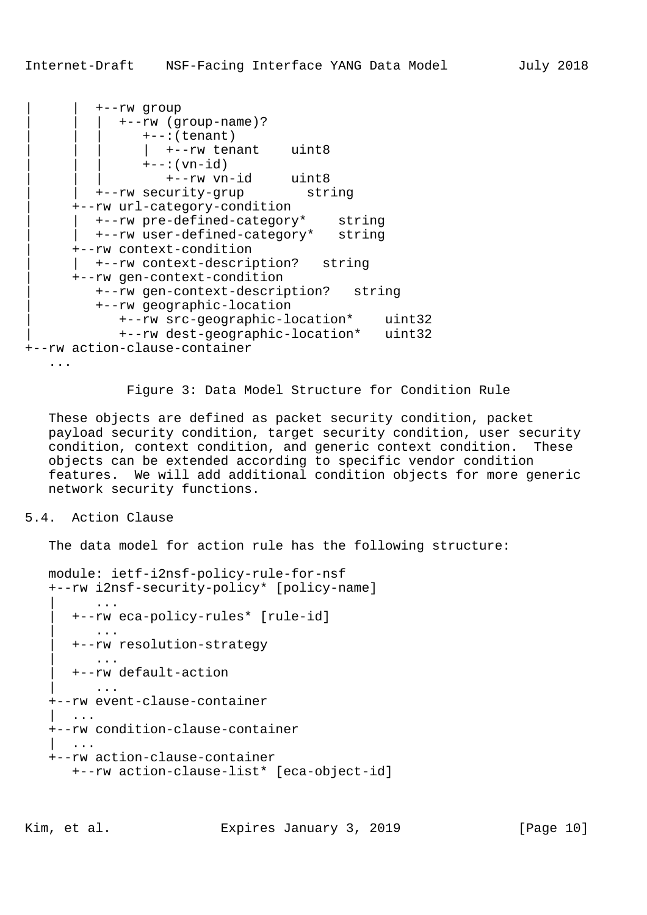```
|      |  +--rw group
|      |  |  +--rw (group-name)?
|      |  |     +--:(tenant)
|      |  |     |  +--rw tenant    uint8
|      |  |     +--:(vn-id)
|      |  |        +--rw vn-id     uint8
|      |  +--rw security-grup        string
|      +--rw url-category-condition
|      |  +--rw pre-defined-category*    string
|      |  +--rw user-defined-category*   string
|      +--rw context-condition
|      |  +--rw context-description?   string
|      +--rw gen-context-condition
|         +--rw gen-context-description?   string
|         +--rw geographic-location
|            +--rw src-geographic-location*    uint32
|            +--rw dest-geographic-location*   uint32
+--rw action-clause-container
   ...
```

Figure 3: Data Model Structure for Condition Rule

These objects are defined as packet security condition, packet payload security condition, target security condition, user security condition, context condition, and generic context condition. These objects can be extended according to specific vendor condition features. We will add additional condition objects for more generic network security functions.

## 5.4. Action Clause

The data model for action rule has the following structure:

```
module: ietf-i2nsf-policy-rule-for-nsf
+--rw i2nsf-security-policy* [policy-name]
|     ...
|  +--rw eca-policy-rules* [rule-id]
|     ...
|  +--rw resolution-strategy
|     ...
|  +--rw default-action
|     ...
+--rw event-clause-container
|  ...
+--rw condition-clause-container
|  ...
+--rw action-clause-container
   +--rw action-clause-list* [eca-object-id]
```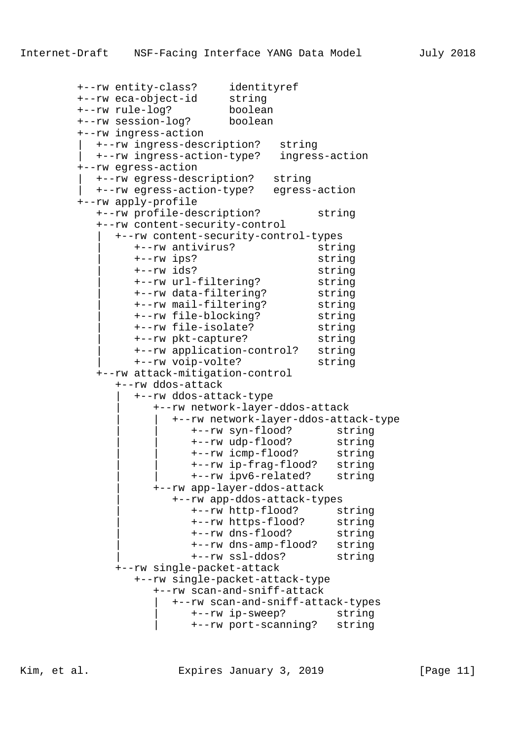```
       +--rw entity-class?     identityref
       +--rw eca-object-id     string
       +--rw rule-log?         boolean
       +--rw session-log?      boolean
       +--rw ingress-action
       |  +--rw ingress-description?   string
       |  +--rw ingress-action-type?   ingress-action
       +--rw egress-action
       |  +--rw egress-description?   string
       |  +--rw egress-action-type?   egress-action
       +--rw apply-profile
          +--rw profile-description?         string
          +--rw content-security-control
          |  +--rw content-security-control-types
          |     +--rw antivirus?             string
          |     +--rw ips?                   string
          |     +--rw ids?                   string
          |     +--rw url-filtering?         string
          |     +--rw data-filtering?        string
          |     +--rw mail-filtering?        string
          |     +--rw file-blocking?         string
          |     +--rw file-isolate?          string
          |     +--rw pkt-capture?           string
          |     +--rw application-control?   string
          |     +--rw voip-volte?            string
          +--rw attack-mitigation-control
             +--rw ddos-attack
             |  +--rw ddos-attack-type
             |     +--rw network-layer-ddos-attack
             |     |  +--rw network-layer-ddos-attack-type
             |     |     +--rw syn-flood?       string
             |     |     +--rw udp-flood?       string
             |     |     +--rw icmp-flood?      string
             |     |     +--rw ip-frag-flood?   string
             |     |     +--rw ipv6-related?    string
             |     +--rw app-layer-ddos-attack
             |        +--rw app-ddos-attack-types
             |           +--rw http-flood?      string
             |           +--rw https-flood?     string
             |           +--rw dns-flood?       string
             |           +--rw dns-amp-flood?   string
             |           +--rw ssl-ddos?        string
             +--rw single-packet-attack
                +--rw single-packet-attack-type
                   +--rw scan-and-sniff-attack
                   |  +--rw scan-and-sniff-attack-types
                   |     +--rw ip-sweep?       string
                   |     +--rw port-scanning?   string
```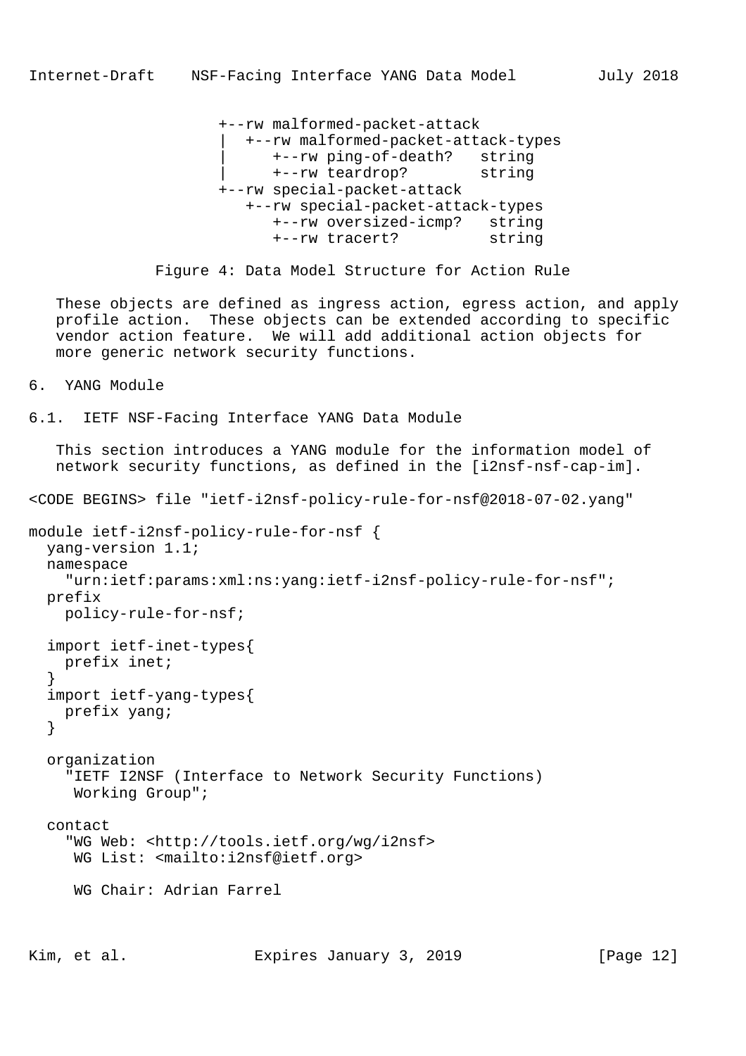```
                    +--rw malformed-packet-attack
                    |  +--rw malformed-packet-attack-types
                    |     +--rw ping-of-death?   string
                    |     +--rw teardrop?        string
                    +--rw special-packet-attack
                       +--rw special-packet-attack-types
                          +--rw oversized-icmp?   string
                          +--rw tracert?          string
```

Figure 4: Data Model Structure for Action Rule

These objects are defined as ingress action, egress action, and apply profile action. These objects can be extended according to specific vendor action feature. We will add additional action objects for more generic network security functions.

## 6. YANG Module

### 6.1. IETF NSF-Facing Interface YANG Data Module

This section introduces a YANG module for the information model of network security functions, as defined in the [i2nsf-nsf-cap-im].

<CODE BEGINS> file "ietf-i2nsf-policy-rule-for-nsf@2018-07-02.yang"

```
module ietf-i2nsf-policy-rule-for-nsf {
  yang-version 1.1;
  namespace
    "urn:ietf:params:xml:ns:yang:ietf-i2nsf-policy-rule-for-nsf";
  prefix
    policy-rule-for-nsf;

  import ietf-inet-types{
    prefix inet;
  }
  import ietf-yang-types{
    prefix yang;
  }

  organization
    "IETF I2NSF (Interface to Network Security Functions)
     Working Group";

  contact
    "WG Web: <http://tools.ietf.org/wg/i2nsf>
     WG List: <mailto:i2nsf@ietf.org>

     WG Chair: Adrian Farrel
```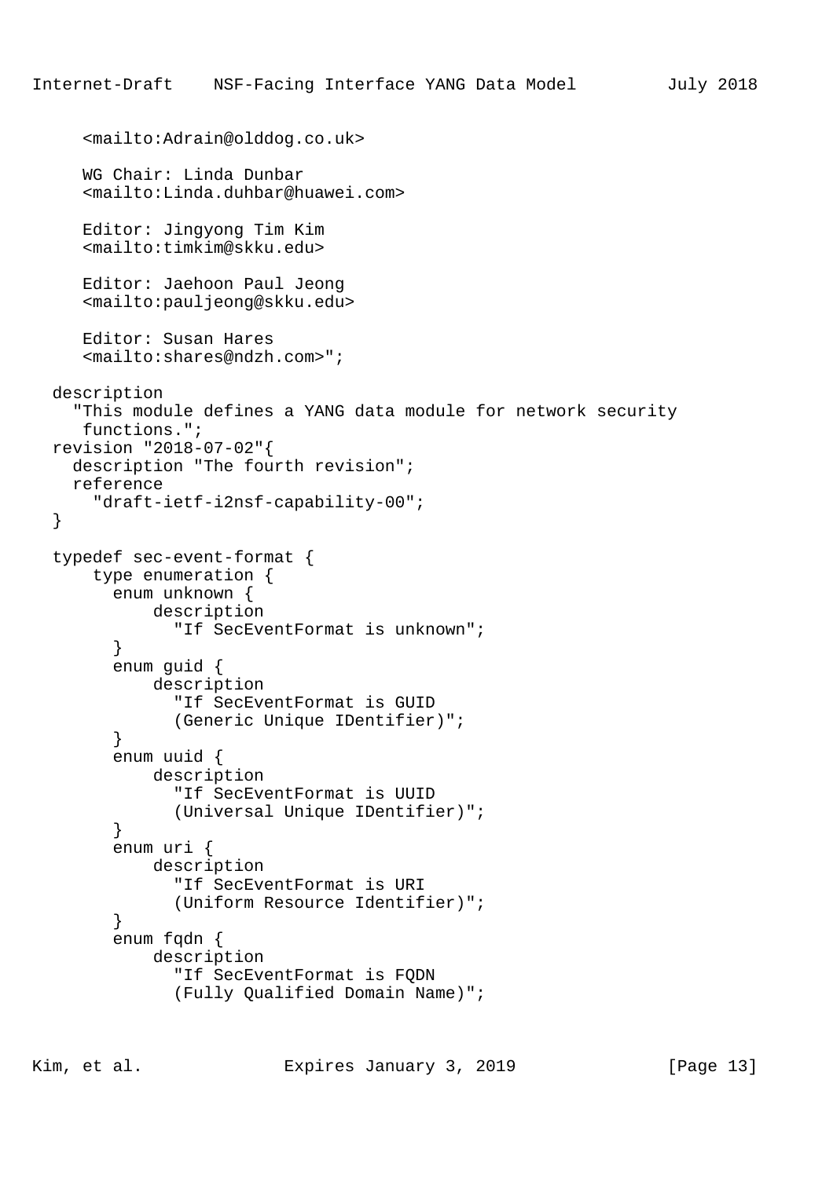```
     <mailto:Adrain@olddog.co.uk>

     WG Chair: Linda Dunbar
     <mailto:Linda.duhbar@huawei.com>

     Editor: Jingyong Tim Kim
     <mailto:timkim@skku.edu>

     Editor: Jaehoon Paul Jeong
     <mailto:pauljeong@skku.edu>

     Editor: Susan Hares
     <mailto:shares@ndzh.com>";

  description
    "This module defines a YANG data module for network security
     functions.";
  revision "2018-07-02"{
    description "The fourth revision";
    reference
      "draft-ietf-i2nsf-capability-00";
  }

  typedef sec-event-format {
      type enumeration {
        enum unknown {
            description
              "If SecEventFormat is unknown";
        }
        enum guid {
            description
              "If SecEventFormat is GUID
              (Generic Unique IDentifier)";
        }
        enum uuid {
            description
              "If SecEventFormat is UUID
              (Universal Unique IDentifier)";
        }
        enum uri {
            description
              "If SecEventFormat is URI
              (Uniform Resource Identifier)";
        }
        enum fqdn {
            description
              "If SecEventFormat is FQDN
              (Fully Qualified Domain Name)";
```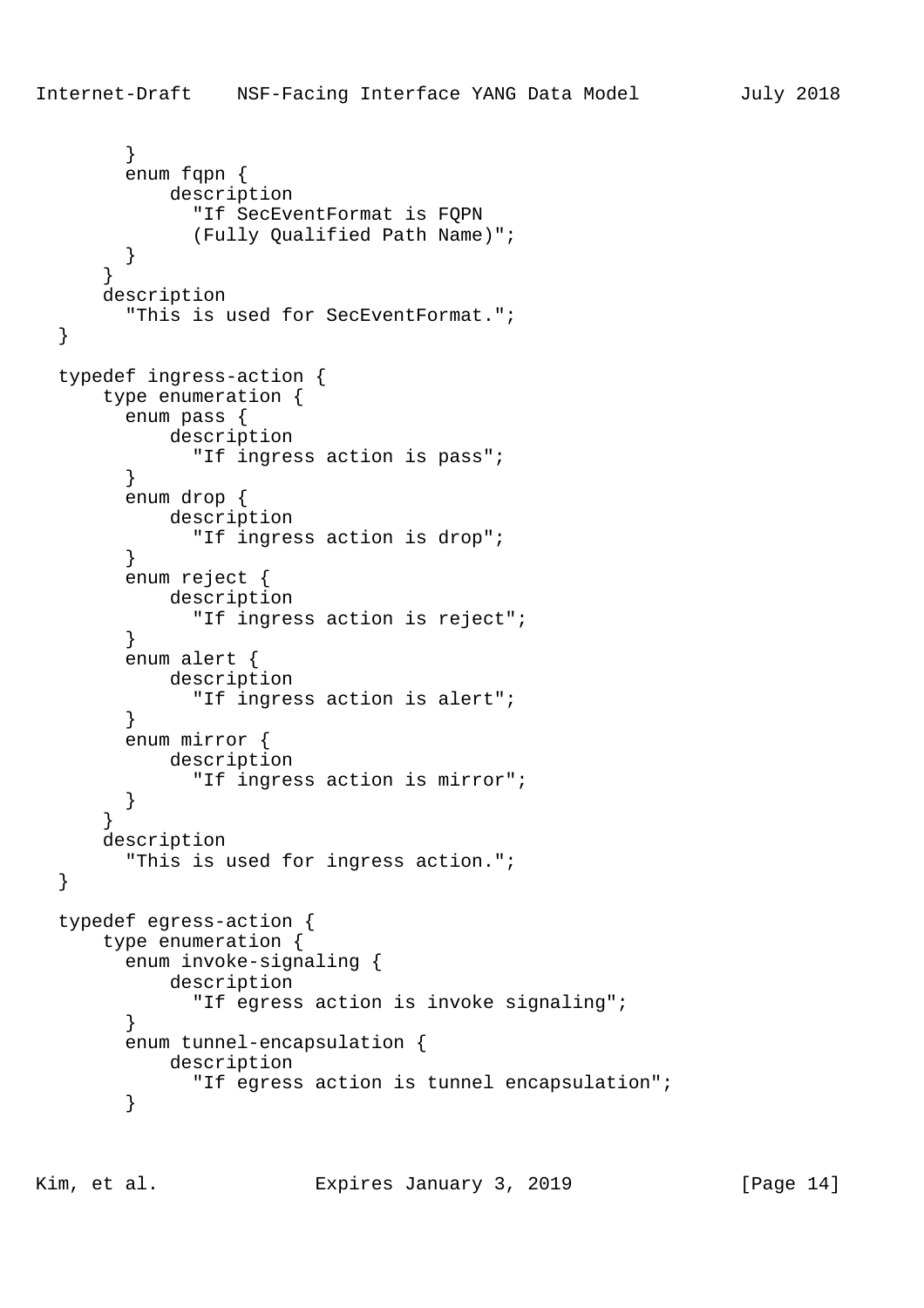```
        }
        enum fqpn {
            description
              "If SecEventFormat is FQPN
              (Fully Qualified Path Name)";
        }
      }
      description
        "This is used for SecEventFormat.";
  }

  typedef ingress-action {
      type enumeration {
        enum pass {
            description
              "If ingress action is pass";
        }
        enum drop {
            description
              "If ingress action is drop";
        }
        enum reject {
            description
              "If ingress action is reject";
        }
        enum alert {
            description
              "If ingress action is alert";
        }
        enum mirror {
            description
              "If ingress action is mirror";
        }
      }
      description
        "This is used for ingress action.";
  }

  typedef egress-action {
      type enumeration {
        enum invoke-signaling {
            description
              "If egress action is invoke signaling";
        }
        enum tunnel-encapsulation {
            description
              "If egress action is tunnel encapsulation";
        }
```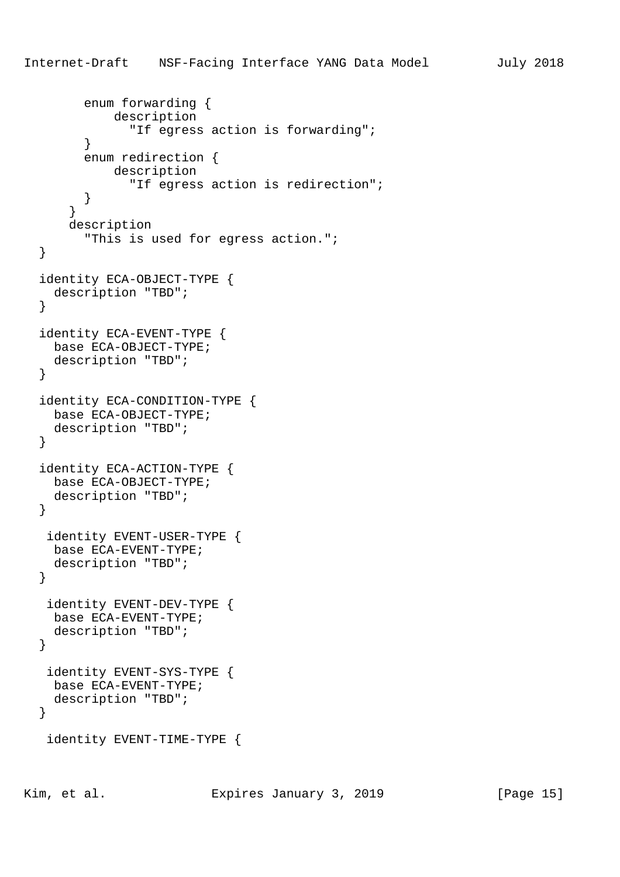```
        enum forwarding {
            description
              "If egress action is forwarding";
        }
        enum redirection {
            description
              "If egress action is redirection";
        }
      }
      description
        "This is used for egress action.";
  }

  identity ECA-OBJECT-TYPE {
    description "TBD";
  }

  identity ECA-EVENT-TYPE {
    base ECA-OBJECT-TYPE;
    description "TBD";
  }

  identity ECA-CONDITION-TYPE {
    base ECA-OBJECT-TYPE;
    description "TBD";
  }

  identity ECA-ACTION-TYPE {
    base ECA-OBJECT-TYPE;
    description "TBD";
  }

   identity EVENT-USER-TYPE {
    base ECA-EVENT-TYPE;
    description "TBD";
  }

   identity EVENT-DEV-TYPE {
    base ECA-EVENT-TYPE;
    description "TBD";
  }

   identity EVENT-SYS-TYPE {
    base ECA-EVENT-TYPE;
    description "TBD";
  }

   identity EVENT-TIME-TYPE {
```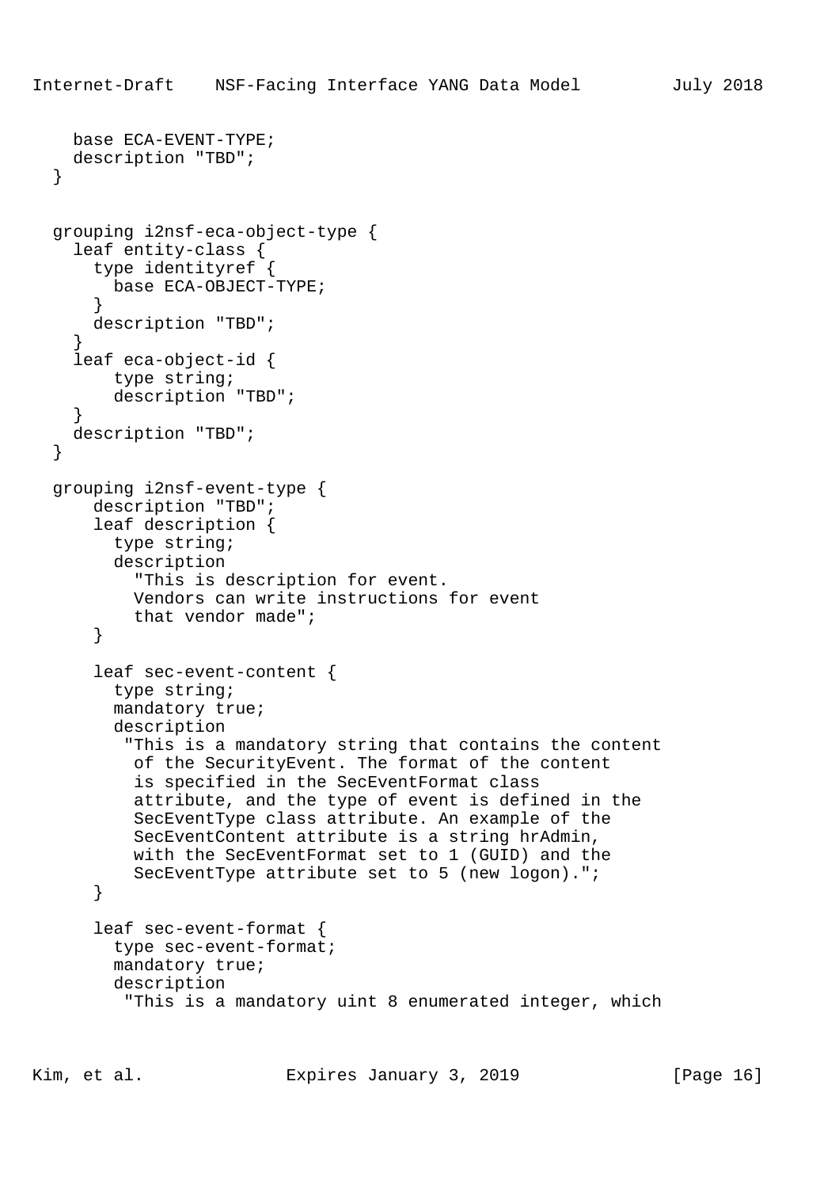```
    base ECA-EVENT-TYPE;
    description "TBD";
  }


  grouping i2nsf-eca-object-type {
    leaf entity-class {
      type identityref {
        base ECA-OBJECT-TYPE;
      }
      description "TBD";
    }
    leaf eca-object-id {
        type string;
        description "TBD";
    }
    description "TBD";
  }

  grouping i2nsf-event-type {
      description "TBD";
      leaf description {
        type string;
        description
          "This is description for event.
          Vendors can write instructions for event
          that vendor made";
      }

      leaf sec-event-content {
        type string;
        mandatory true;
        description
         "This is a mandatory string that contains the content
          of the SecurityEvent. The format of the content
          is specified in the SecEventFormat class
          attribute, and the type of event is defined in the
          SecEventType class attribute. An example of the
          SecEventContent attribute is a string hrAdmin,
          with the SecEventFormat set to 1 (GUID) and the
          SecEventType attribute set to 5 (new logon).";
      }

      leaf sec-event-format {
        type sec-event-format;
        mandatory true;
        description
         "This is a mandatory uint 8 enumerated integer, which
```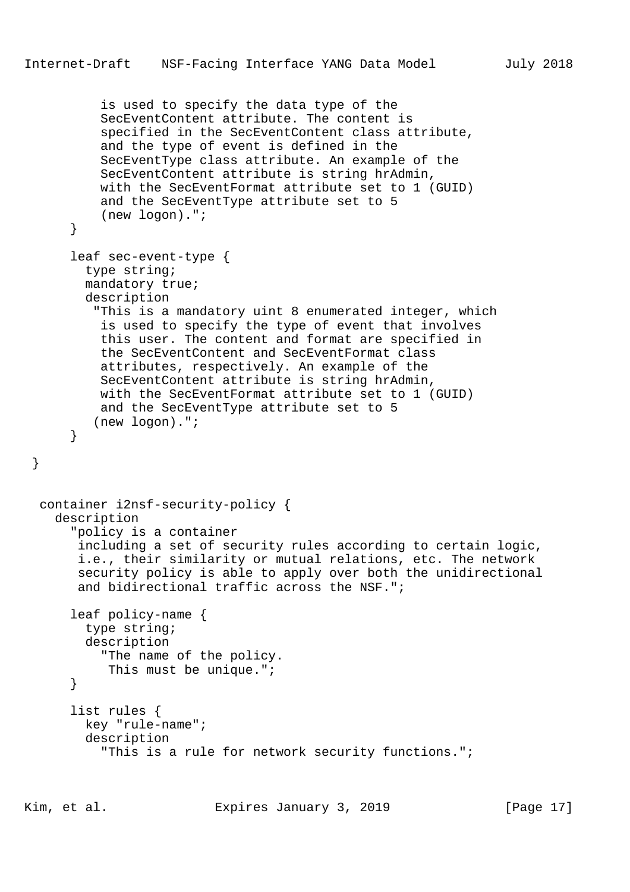```
          is used to specify the data type of the
          SecEventContent attribute. The content is
          specified in the SecEventContent class attribute,
          and the type of event is defined in the
          SecEventType class attribute. An example of the
          SecEventContent attribute is string hrAdmin,
          with the SecEventFormat attribute set to 1 (GUID)
          and the SecEventType attribute set to 5
          (new logon).";
      }

      leaf sec-event-type {
        type string;
        mandatory true;
        description
         "This is a mandatory uint 8 enumerated integer, which
          is used to specify the type of event that involves
          this user. The content and format are specified in
          the SecEventContent and SecEventFormat class
          attributes, respectively. An example of the
          SecEventContent attribute is string hrAdmin,
          with the SecEventFormat attribute set to 1 (GUID)
          and the SecEventType attribute set to 5
         (new logon).";
      }

 }


  container i2nsf-security-policy {
    description
      "policy is a container
       including a set of security rules according to certain logic,
       i.e., their similarity or mutual relations, etc. The network
       security policy is able to apply over both the unidirectional
       and bidirectional traffic across the NSF.";

      leaf policy-name {
        type string;
        description
          "The name of the policy.
           This must be unique.";
      }

      list rules {
        key "rule-name";
        description
          "This is a rule for network security functions.";
```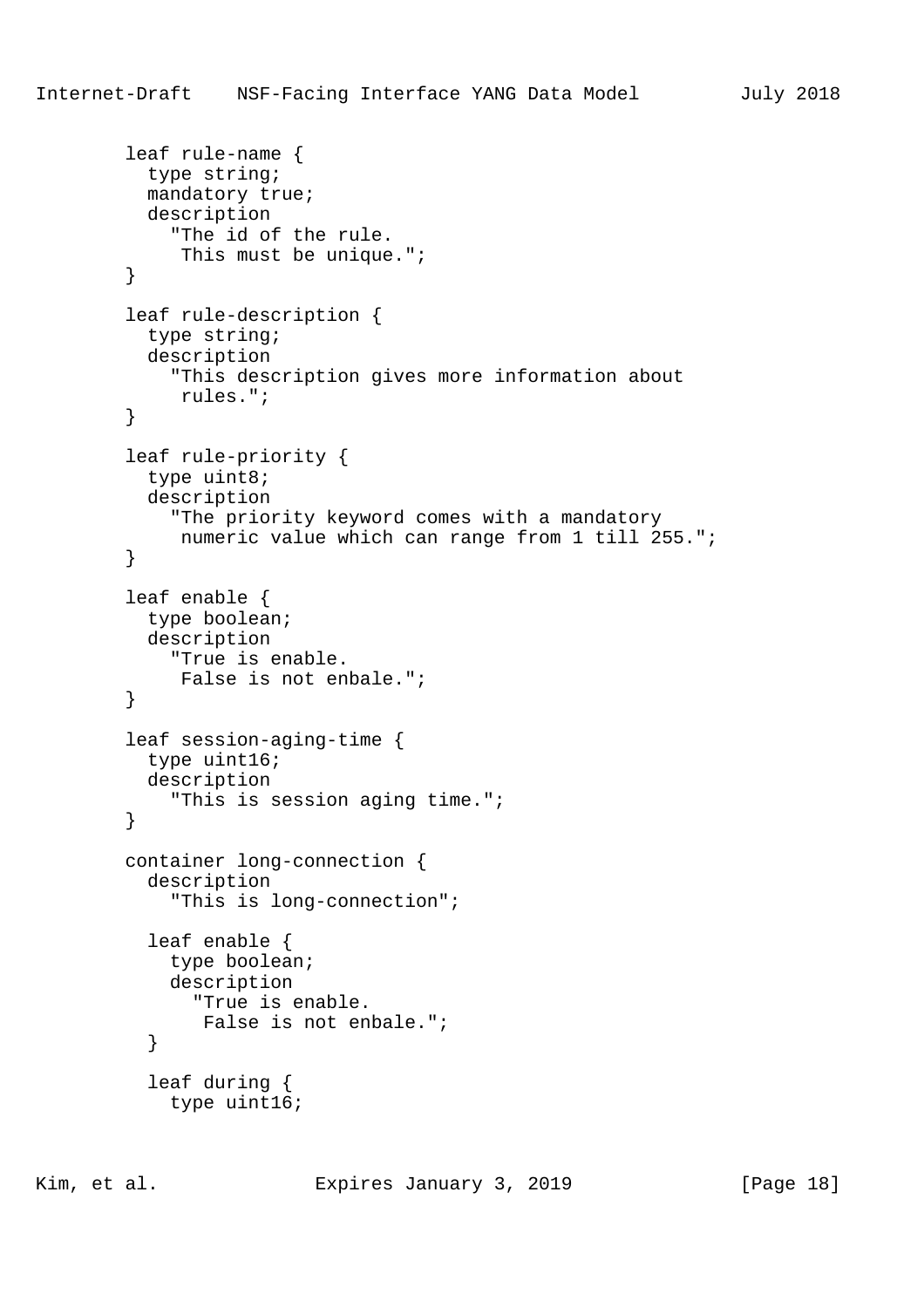```
        leaf rule-name {
          type string;
          mandatory true;
          description
            "The id of the rule.
             This must be unique.";
        }

        leaf rule-description {
          type string;
          description
            "This description gives more information about
             rules.";
        }

        leaf rule-priority {
          type uint8;
          description
            "The priority keyword comes with a mandatory
             numeric value which can range from 1 till 255.";
        }

        leaf enable {
          type boolean;
          description
            "True is enable.
             False is not enbale.";
        }

        leaf session-aging-time {
          type uint16;
          description
            "This is session aging time.";
        }

        container long-connection {
          description
            "This is long-connection";

          leaf enable {
            type boolean;
            description
              "True is enable.
               False is not enbale.";
          }

          leaf during {
            type uint16;
```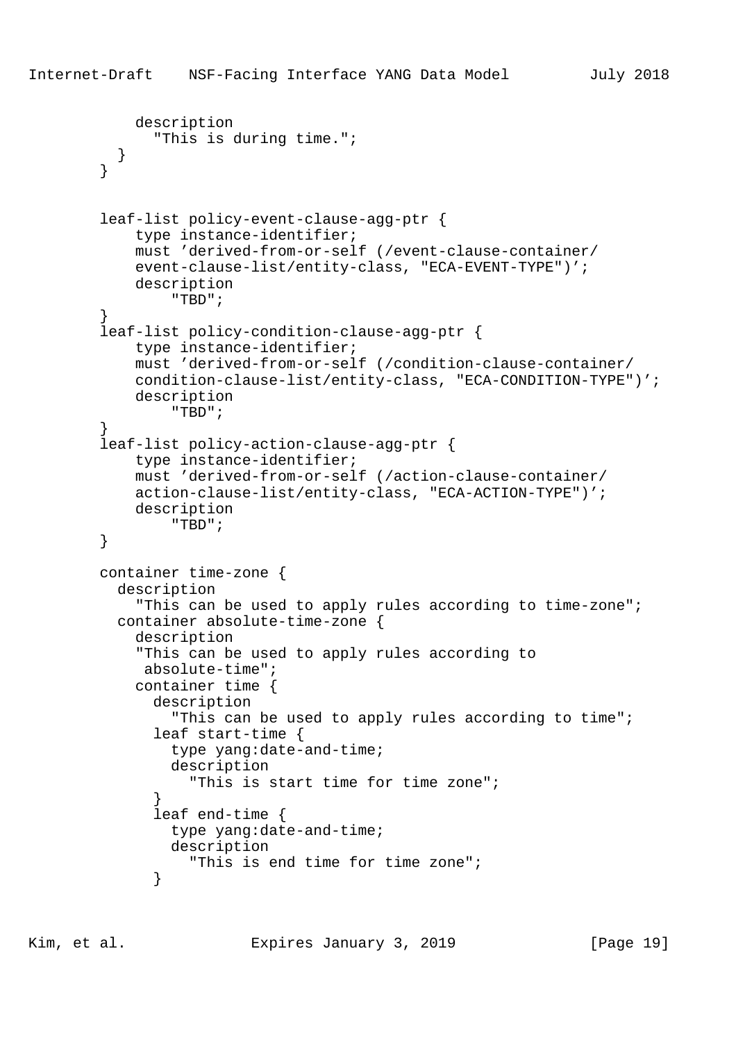```
            description
              "This is during time.";
          }
        }


        leaf-list policy-event-clause-agg-ptr {
            type instance-identifier;
            must 'derived-from-or-self (/event-clause-container/
            event-clause-list/entity-class, "ECA-EVENT-TYPE")';
            description
                "TBD";
        }
        leaf-list policy-condition-clause-agg-ptr {
            type instance-identifier;
            must 'derived-from-or-self (/condition-clause-container/
            condition-clause-list/entity-class, "ECA-CONDITION-TYPE")';
            description
                "TBD";
        }
        leaf-list policy-action-clause-agg-ptr {
            type instance-identifier;
            must 'derived-from-or-self (/action-clause-container/
            action-clause-list/entity-class, "ECA-ACTION-TYPE")';
            description
                "TBD";
        }

        container time-zone {
          description
            "This can be used to apply rules according to time-zone";
          container absolute-time-zone {
            description
            "This can be used to apply rules according to
             absolute-time";
            container time {
              description
                "This can be used to apply rules according to time";
              leaf start-time {
                type yang:date-and-time;
                description
                  "This is start time for time zone";
              }
              leaf end-time {
                type yang:date-and-time;
                description
                  "This is end time for time zone";
              }
```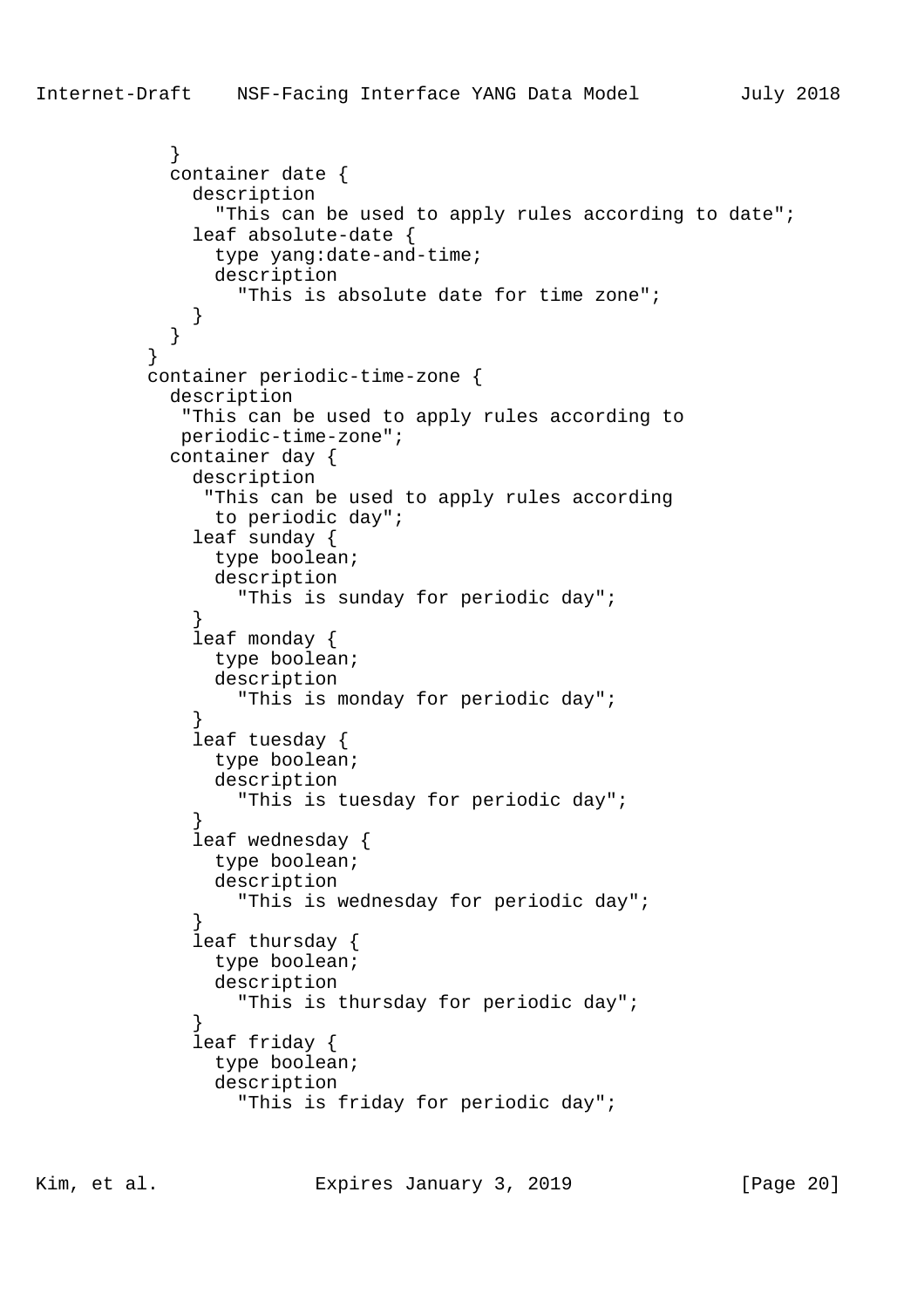```
          }
          container date {
            description
              "This can be used to apply rules according to date";
            leaf absolute-date {
              type yang:date-and-time;
              description
                "This is absolute date for time zone";
            }
          }
        }
        container periodic-time-zone {
          description
           "This can be used to apply rules according to
           periodic-time-zone";
          container day {
            description
             "This can be used to apply rules according
              to periodic day";
            leaf sunday {
              type boolean;
              description
                "This is sunday for periodic day";
            }
            leaf monday {
              type boolean;
              description
                "This is monday for periodic day";
            }
            leaf tuesday {
              type boolean;
              description
                "This is tuesday for periodic day";
            }
            leaf wednesday {
              type boolean;
              description
                "This is wednesday for periodic day";
            }
            leaf thursday {
              type boolean;
              description
                "This is thursday for periodic day";
            }
            leaf friday {
              type boolean;
              description
                "This is friday for periodic day";
```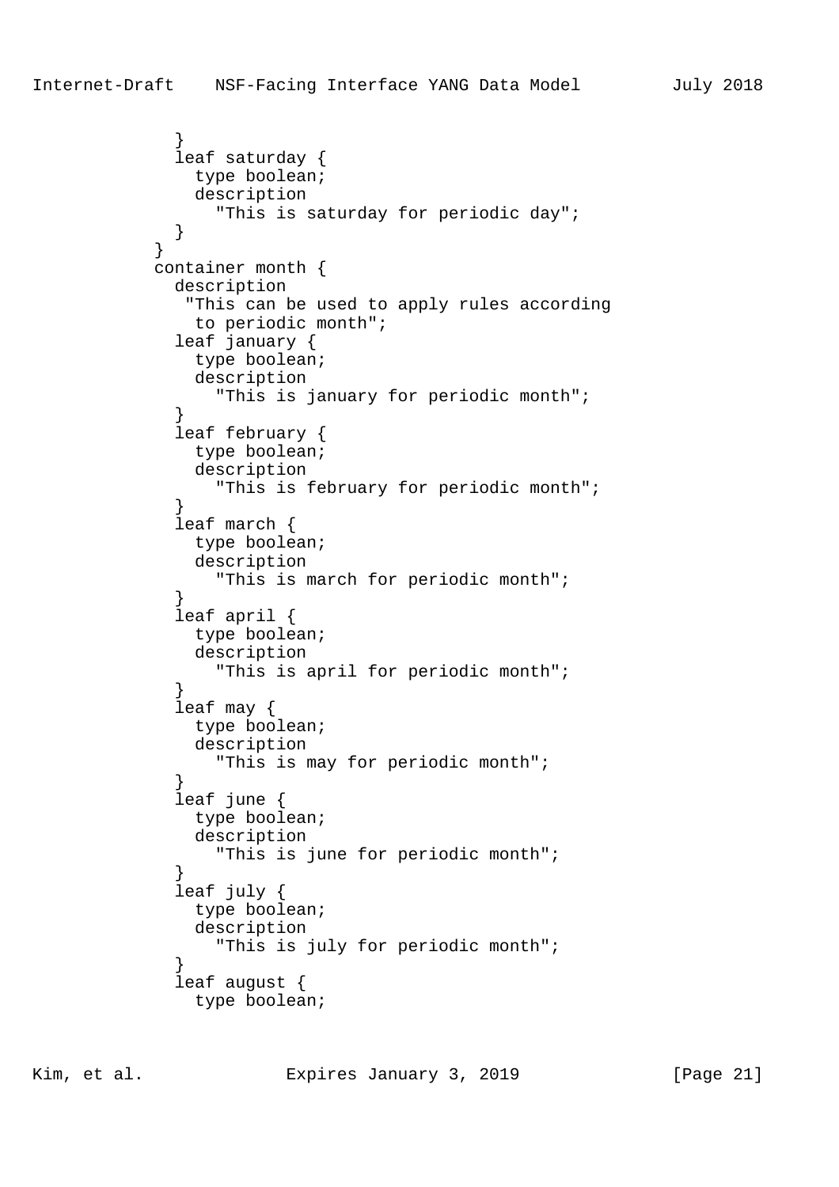```
            }
            leaf saturday {
              type boolean;
              description
                "This is saturday for periodic day";
            }
          }
          container month {
            description
             "This can be used to apply rules according
              to periodic month";
            leaf january {
              type boolean;
              description
                "This is january for periodic month";
            }
            leaf february {
              type boolean;
              description
                "This is february for periodic month";
            }
            leaf march {
              type boolean;
              description
                "This is march for periodic month";
            }
            leaf april {
              type boolean;
              description
                "This is april for periodic month";
            }
            leaf may {
              type boolean;
              description
                "This is may for periodic month";
            }
            leaf june {
              type boolean;
              description
                "This is june for periodic month";
            }
            leaf july {
              type boolean;
              description
                "This is july for periodic month";
            }
            leaf august {
              type boolean;
```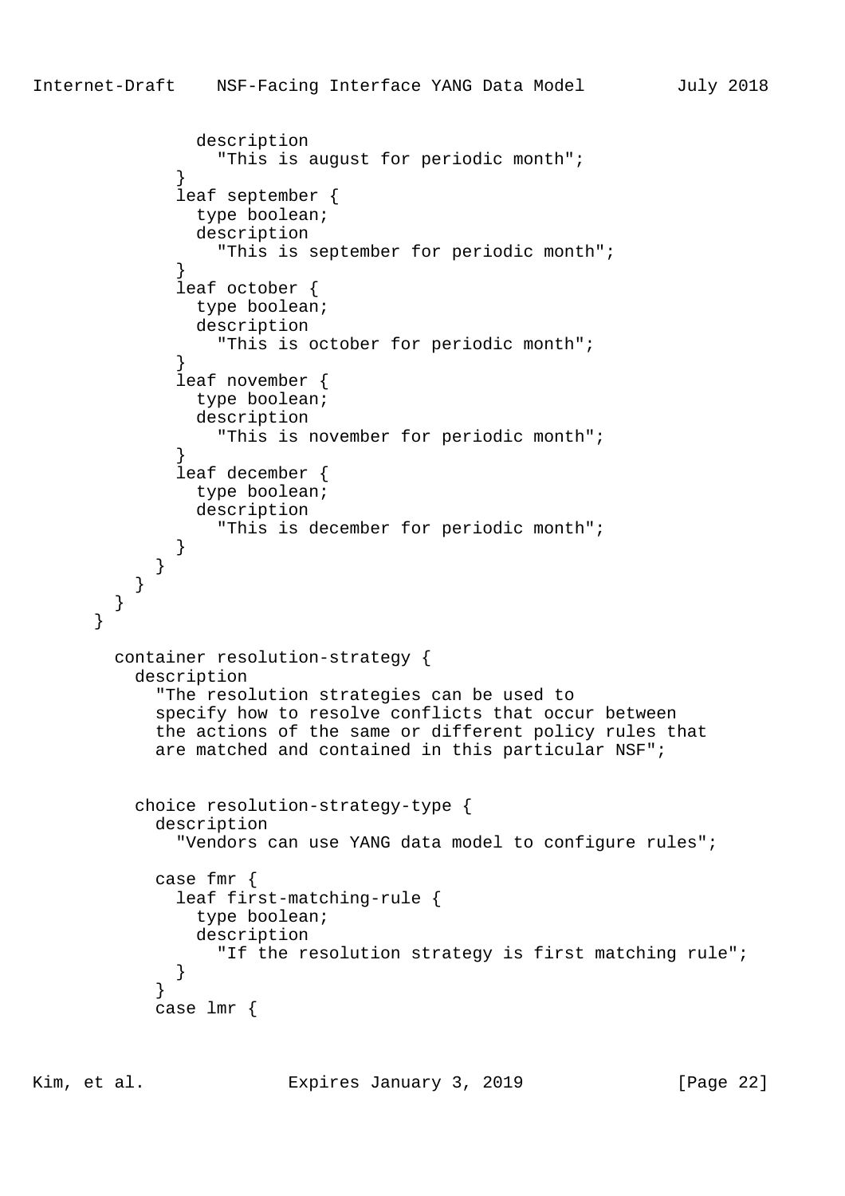```
              description
                "This is august for periodic month";
            }
            leaf september {
              type boolean;
              description
                "This is september for periodic month";
            }
            leaf october {
              type boolean;
              description
                "This is october for periodic month";
            }
            leaf november {
              type boolean;
              description
                "This is november for periodic month";
            }
            leaf december {
              type boolean;
              description
                "This is december for periodic month";
            }
          }
        }
      }
    }

      container resolution-strategy {
        description
          "The resolution strategies can be used to
          specify how to resolve conflicts that occur between
          the actions of the same or different policy rules that
          are matched and contained in this particular NSF";


        choice resolution-strategy-type {
          description
            "Vendors can use YANG data model to configure rules";

          case fmr {
            leaf first-matching-rule {
              type boolean;
              description
                "If the resolution strategy is first matching rule";
            }
          }
          case lmr {
```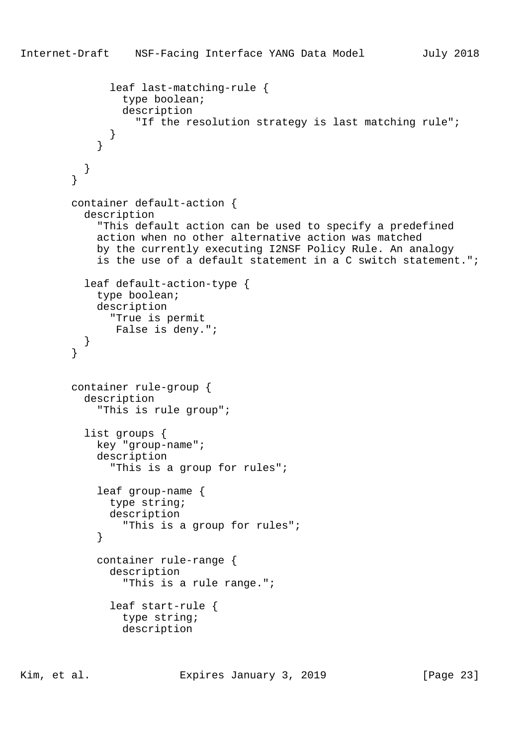```
              leaf last-matching-rule {
                type boolean;
                description
                  "If the resolution strategy is last matching rule";
              }
            }

          }
        }

        container default-action {
          description
            "This default action can be used to specify a predefined
            action when no other alternative action was matched
            by the currently executing I2NSF Policy Rule. An analogy
            is the use of a default statement in a C switch statement.";

          leaf default-action-type {
            type boolean;
            description
              "True is permit
               False is deny.";
          }
        }


        container rule-group {
          description
            "This is rule group";

          list groups {
            key "group-name";
            description
              "This is a group for rules";

            leaf group-name {
              type string;
              description
                "This is a group for rules";
            }

            container rule-range {
              description
                "This is a rule range.";

              leaf start-rule {
                type string;
                description
```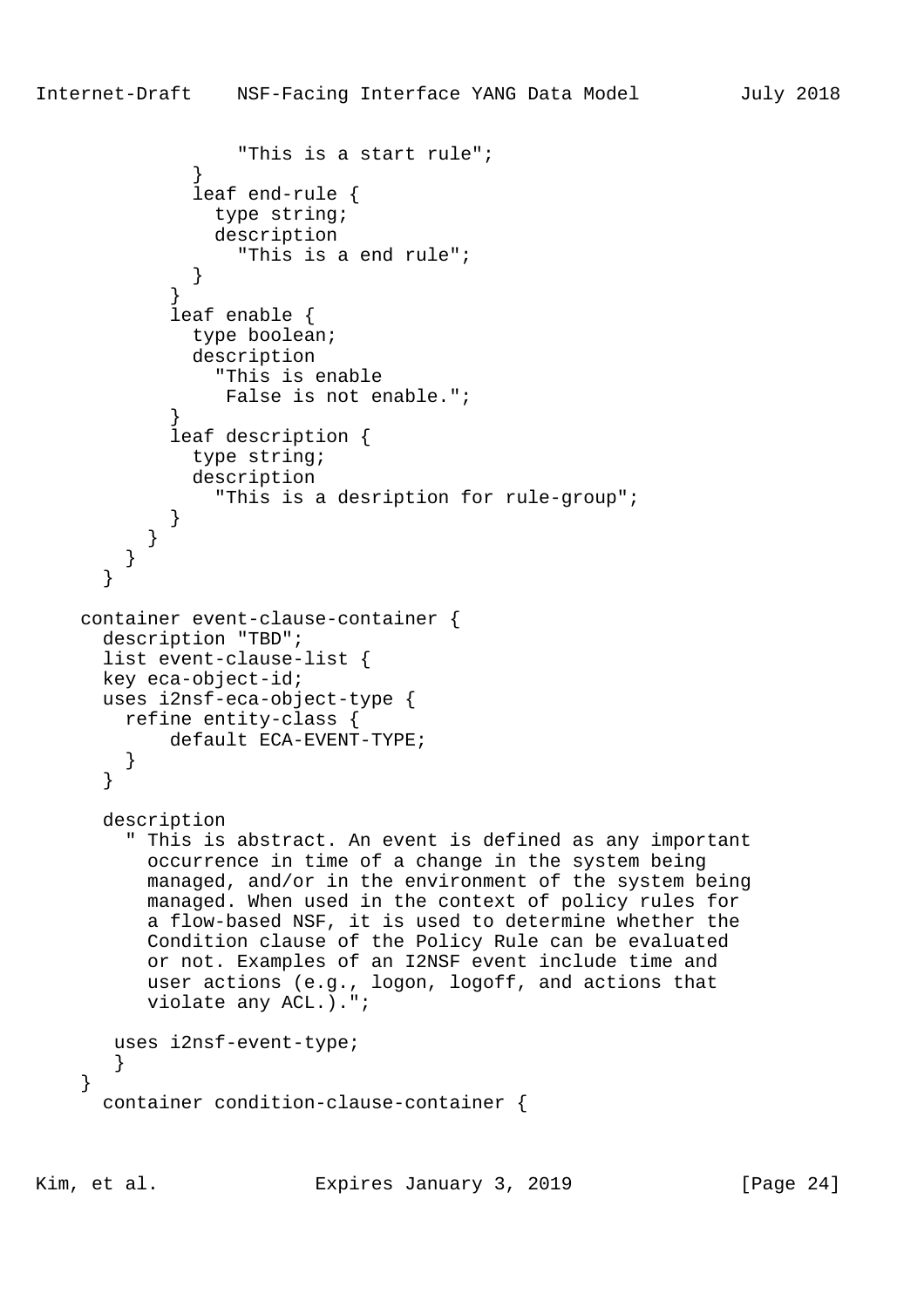```
                "This is a start rule";
            }
            leaf end-rule {
              type string;
              description
                "This is a end rule";
            }
          }
          leaf enable {
            type boolean;
            description
              "This is enable
               False is not enable.";
          }
          leaf description {
            type string;
            description
              "This is a desription for rule-group";
          }
        }
      }
    }

    container event-clause-container {
      description "TBD";
      list event-clause-list {
      key eca-object-id;
      uses i2nsf-eca-object-type {
        refine entity-class {
            default ECA-EVENT-TYPE;
        }
      }

      description
        " This is abstract. An event is defined as any important
          occurrence in time of a change in the system being
          managed, and/or in the environment of the system being
          managed. When used in the context of policy rules for
          a flow-based NSF, it is used to determine whether the
          Condition clause of the Policy Rule can be evaluated
          or not. Examples of an I2NSF event include time and
          user actions (e.g., logon, logoff, and actions that
          violate any ACL.).";

       uses i2nsf-event-type;
       }
    }
      container condition-clause-container {
```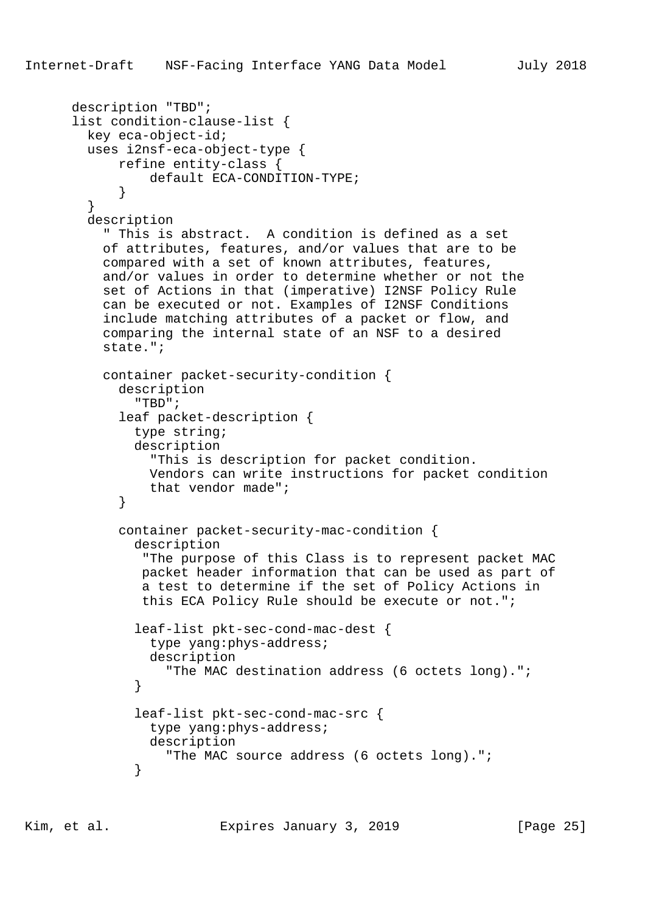```
      description "TBD";
      list condition-clause-list {
        key eca-object-id;
        uses i2nsf-eca-object-type {
            refine entity-class {
                default ECA-CONDITION-TYPE;
            }
        }
        description
          " This is abstract.  A condition is defined as a set
          of attributes, features, and/or values that are to be
          compared with a set of known attributes, features,
          and/or values in order to determine whether or not the
          set of Actions in that (imperative) I2NSF Policy Rule
          can be executed or not. Examples of I2NSF Conditions
          include matching attributes of a packet or flow, and
          comparing the internal state of an NSF to a desired
          state.";

          container packet-security-condition {
            description
              "TBD";
            leaf packet-description {
              type string;
              description
                "This is description for packet condition.
                Vendors can write instructions for packet condition
                that vendor made";
            }

            container packet-security-mac-condition {
              description
               "The purpose of this Class is to represent packet MAC
               packet header information that can be used as part of
               a test to determine if the set of Policy Actions in
               this ECA Policy Rule should be execute or not.";

              leaf-list pkt-sec-cond-mac-dest {
                type yang:phys-address;
                description
                  "The MAC destination address (6 octets long).";
              }

              leaf-list pkt-sec-cond-mac-src {
                type yang:phys-address;
                description
                  "The MAC source address (6 octets long).";
              }
```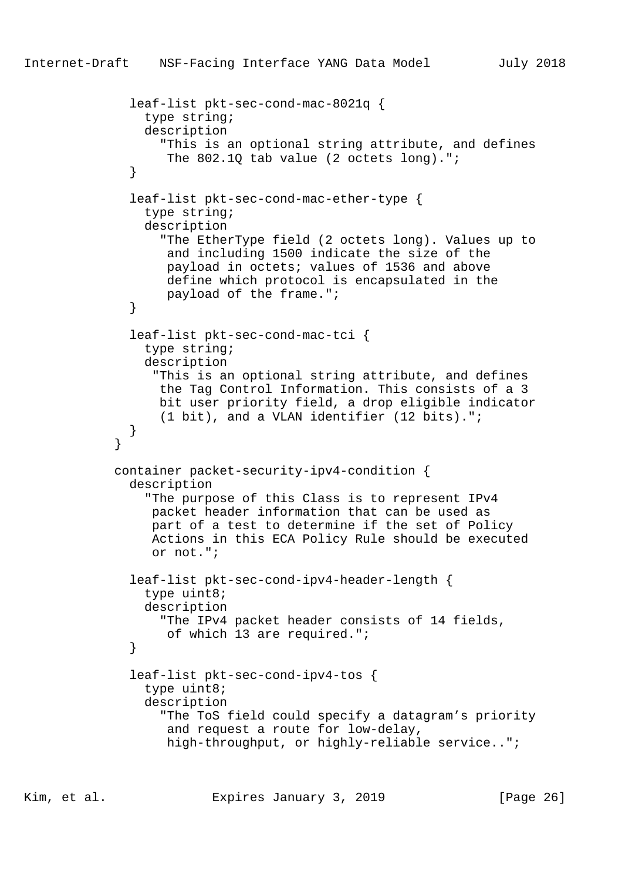```
            leaf-list pkt-sec-cond-mac-8021q {
              type string;
              description
                "This is an optional string attribute, and defines
                 The 802.1Q tab value (2 octets long).";
            }

            leaf-list pkt-sec-cond-mac-ether-type {
              type string;
              description
                "The EtherType field (2 octets long). Values up to
                 and including 1500 indicate the size of the
                 payload in octets; values of 1536 and above
                 define which protocol is encapsulated in the
                 payload of the frame.";
            }

            leaf-list pkt-sec-cond-mac-tci {
              type string;
              description
               "This is an optional string attribute, and defines
                the Tag Control Information. This consists of a 3
                bit user priority field, a drop eligible indicator
                (1 bit), and a VLAN identifier (12 bits).";
            }
          }

          container packet-security-ipv4-condition {
            description
              "The purpose of this Class is to represent IPv4
               packet header information that can be used as
               part of a test to determine if the set of Policy
               Actions in this ECA Policy Rule should be executed
               or not.";

            leaf-list pkt-sec-cond-ipv4-header-length {
              type uint8;
              description
                "The IPv4 packet header consists of 14 fields,
                 of which 13 are required.";
            }

            leaf-list pkt-sec-cond-ipv4-tos {
              type uint8;
              description
                "The ToS field could specify a datagram’s priority
                 and request a route for low-delay,
                 high-throughput, or highly-reliable service..";
```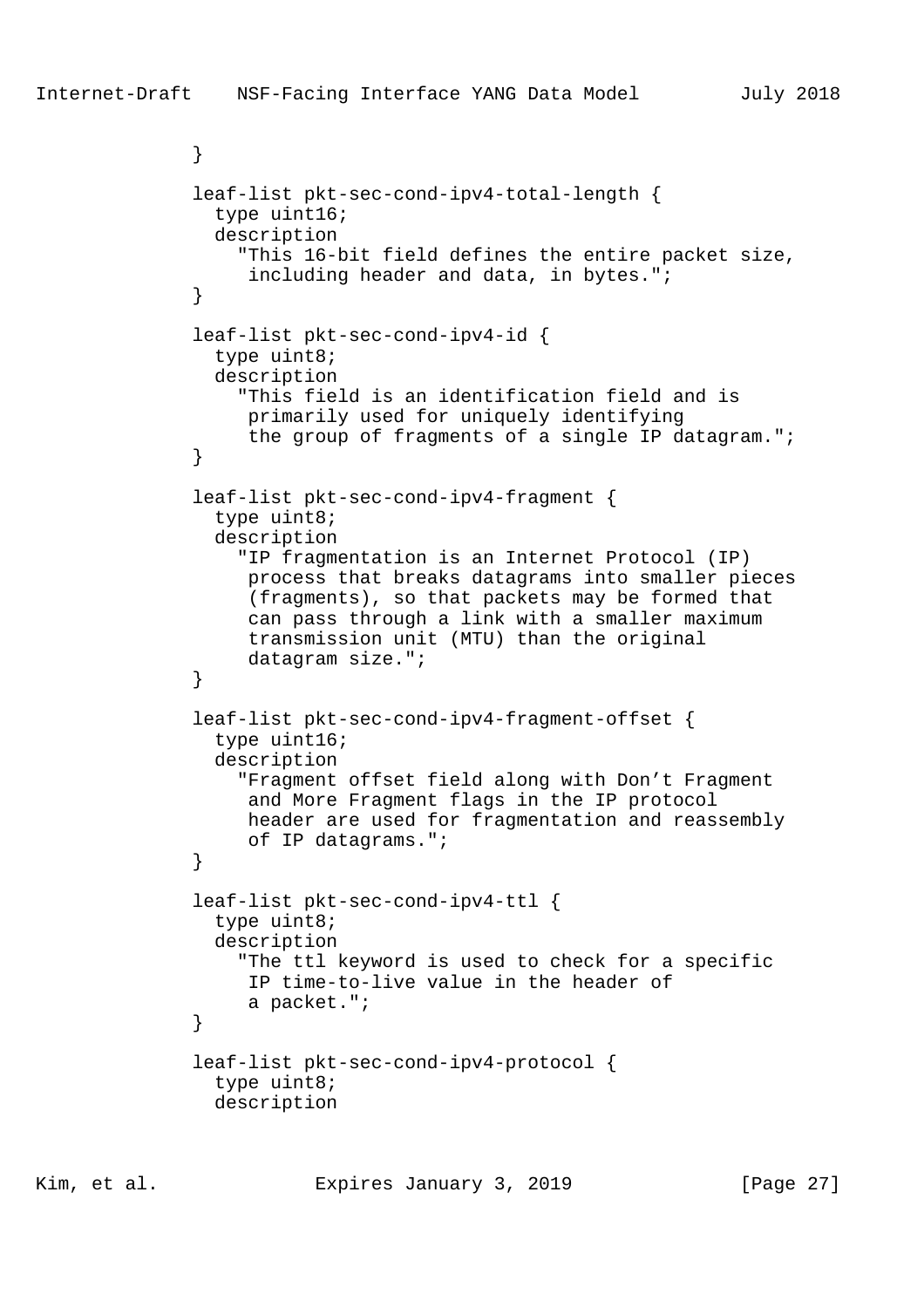```
            }

            leaf-list pkt-sec-cond-ipv4-total-length {
              type uint16;
              description
                "This 16-bit field defines the entire packet size,
                 including header and data, in bytes.";
            }

            leaf-list pkt-sec-cond-ipv4-id {
              type uint8;
              description
                "This field is an identification field and is
                 primarily used for uniquely identifying
                 the group of fragments of a single IP datagram.";
            }

            leaf-list pkt-sec-cond-ipv4-fragment {
              type uint8;
              description
                "IP fragmentation is an Internet Protocol (IP)
                 process that breaks datagrams into smaller pieces
                 (fragments), so that packets may be formed that
                 can pass through a link with a smaller maximum
                 transmission unit (MTU) than the original
                 datagram size.";
            }

            leaf-list pkt-sec-cond-ipv4-fragment-offset {
              type uint16;
              description
                "Fragment offset field along with Don't Fragment
                 and More Fragment flags in the IP protocol
                 header are used for fragmentation and reassembly
                 of IP datagrams.";
            }

            leaf-list pkt-sec-cond-ipv4-ttl {
              type uint8;
              description
                "The ttl keyword is used to check for a specific
                 IP time-to-live value in the header of
                 a packet.";
            }

            leaf-list pkt-sec-cond-ipv4-protocol {
              type uint8;
              description
```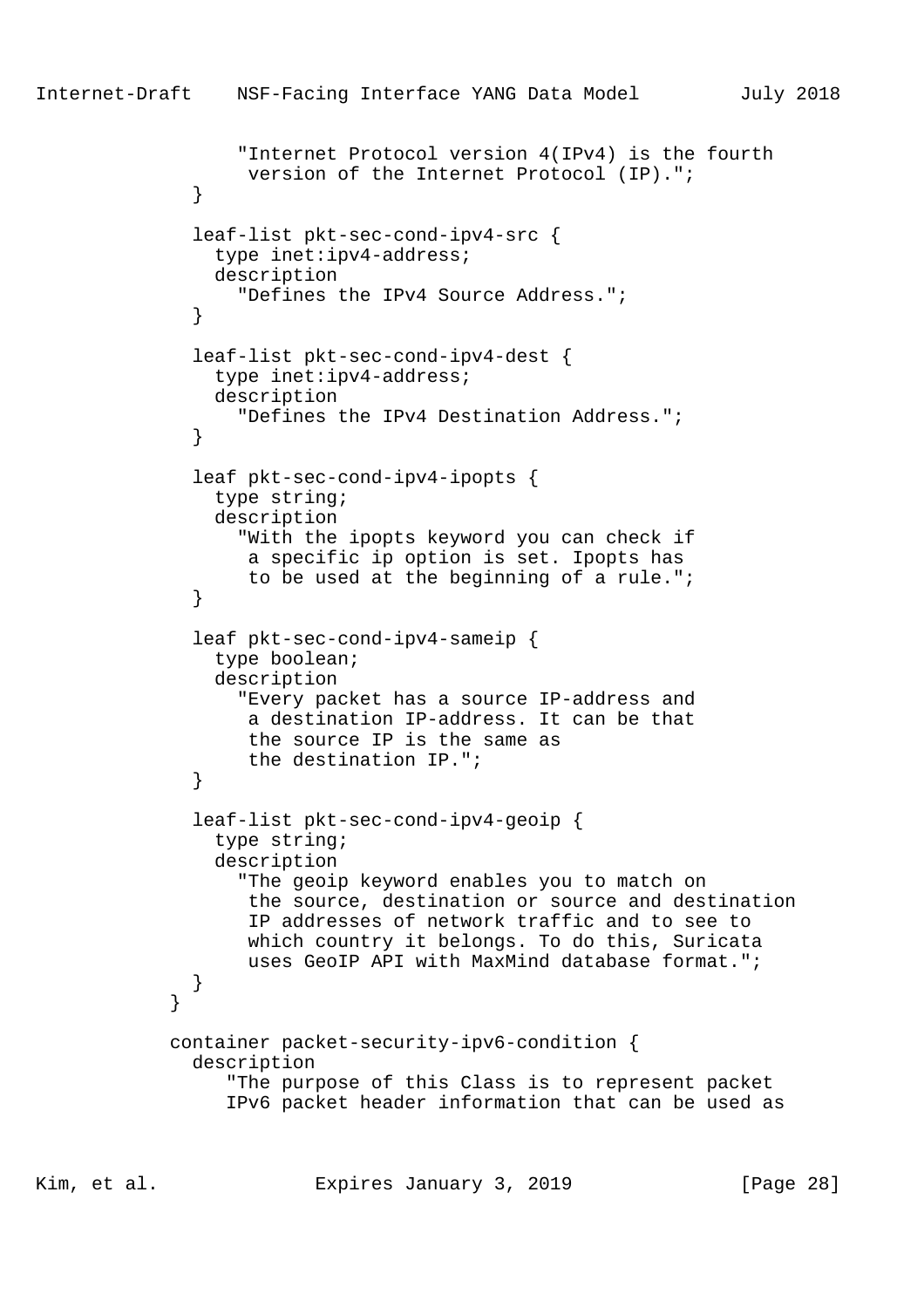```
                "Internet Protocol version 4(IPv4) is the fourth
                 version of the Internet Protocol (IP).";
            }

            leaf-list pkt-sec-cond-ipv4-src {
              type inet:ipv4-address;
              description
                "Defines the IPv4 Source Address.";
            }

            leaf-list pkt-sec-cond-ipv4-dest {
              type inet:ipv4-address;
              description
                "Defines the IPv4 Destination Address.";
            }

            leaf pkt-sec-cond-ipv4-ipopts {
              type string;
              description
                "With the ipopts keyword you can check if
                 a specific ip option is set. Ipopts has
                 to be used at the beginning of a rule.";
            }

            leaf pkt-sec-cond-ipv4-sameip {
              type boolean;
              description
                "Every packet has a source IP-address and
                 a destination IP-address. It can be that
                 the source IP is the same as
                 the destination IP.";
            }

            leaf-list pkt-sec-cond-ipv4-geoip {
              type string;
              description
                "The geoip keyword enables you to match on
                 the source, destination or source and destination
                 IP addresses of network traffic and to see to
                 which country it belongs. To do this, Suricata
                 uses GeoIP API with MaxMind database format.";
            }
          }

          container packet-security-ipv6-condition {
            description
               "The purpose of this Class is to represent packet
               IPv6 packet header information that can be used as
```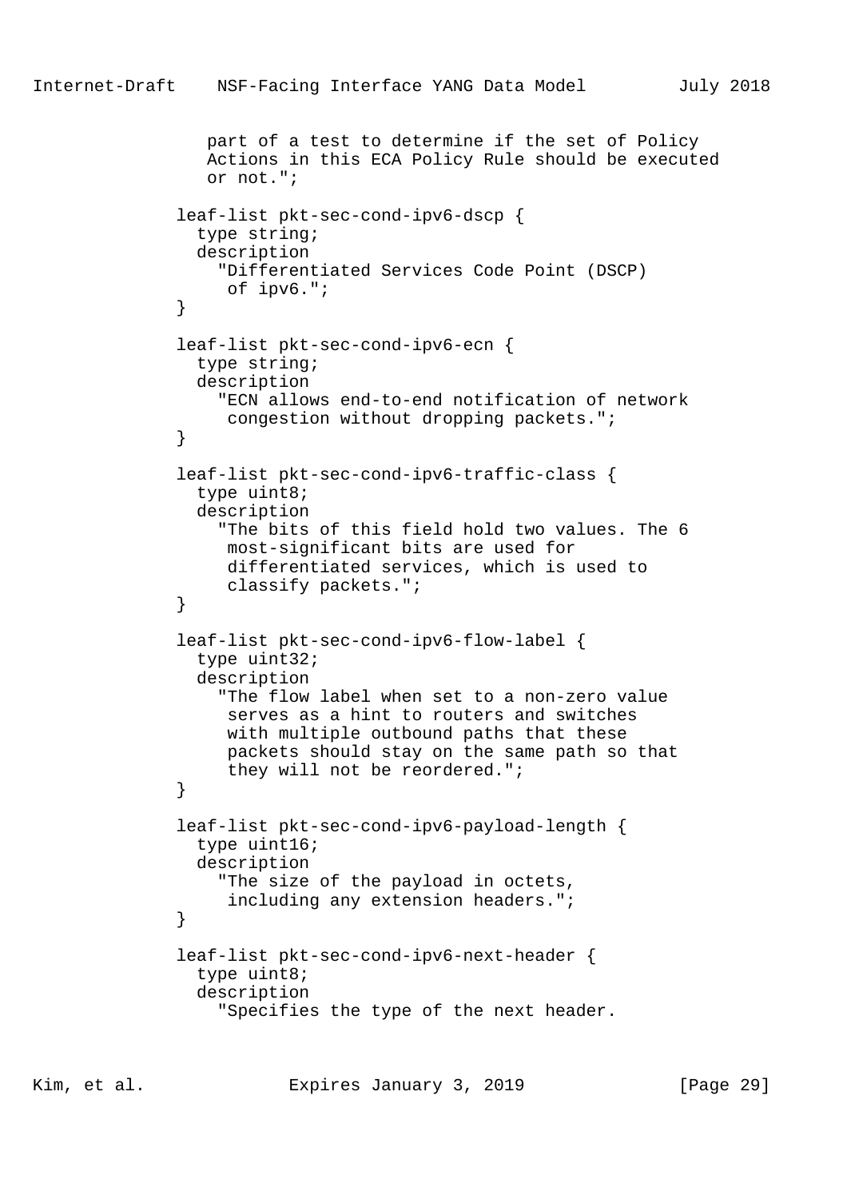```
                part of a test to determine if the set of Policy
                Actions in this ECA Policy Rule should be executed
                or not.";

             leaf-list pkt-sec-cond-ipv6-dscp {
               type string;
               description
                 "Differentiated Services Code Point (DSCP)
                  of ipv6.";
             }

             leaf-list pkt-sec-cond-ipv6-ecn {
               type string;
               description
                 "ECN allows end-to-end notification of network
                  congestion without dropping packets.";
             }

             leaf-list pkt-sec-cond-ipv6-traffic-class {
               type uint8;
               description
                 "The bits of this field hold two values. The 6
                  most-significant bits are used for
                  differentiated services, which is used to
                  classify packets.";
             }

             leaf-list pkt-sec-cond-ipv6-flow-label {
               type uint32;
               description
                 "The flow label when set to a non-zero value
                  serves as a hint to routers and switches
                  with multiple outbound paths that these
                  packets should stay on the same path so that
                  they will not be reordered.";
             }

             leaf-list pkt-sec-cond-ipv6-payload-length {
               type uint16;
               description
                 "The size of the payload in octets,
                  including any extension headers.";
             }

             leaf-list pkt-sec-cond-ipv6-next-header {
               type uint8;
               description
                 "Specifies the type of the next header.
```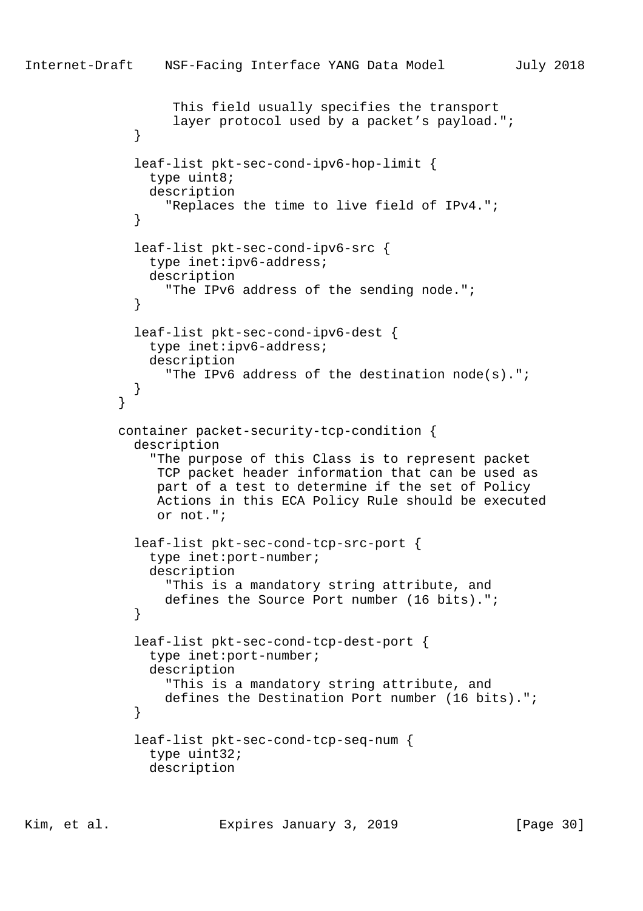```
                This field usually specifies the transport
                layer protocol used by a packet's payload.";
            }

            leaf-list pkt-sec-cond-ipv6-hop-limit {
              type uint8;
              description
                "Replaces the time to live field of IPv4.";
            }

            leaf-list pkt-sec-cond-ipv6-src {
              type inet:ipv6-address;
              description
                "The IPv6 address of the sending node.";
            }

            leaf-list pkt-sec-cond-ipv6-dest {
              type inet:ipv6-address;
              description
                "The IPv6 address of the destination node(s).";
            }
          }

          container packet-security-tcp-condition {
            description
              "The purpose of this Class is to represent packet
               TCP packet header information that can be used as
               part of a test to determine if the set of Policy
               Actions in this ECA Policy Rule should be executed
               or not.";

            leaf-list pkt-sec-cond-tcp-src-port {
              type inet:port-number;
              description
                "This is a mandatory string attribute, and
               defines the Source Port number (16 bits).";
            }

            leaf-list pkt-sec-cond-tcp-dest-port {
              type inet:port-number;
              description
                "This is a mandatory string attribute, and
               defines the Destination Port number (16 bits).";
            }

            leaf-list pkt-sec-cond-tcp-seq-num {
              type uint32;
              description
```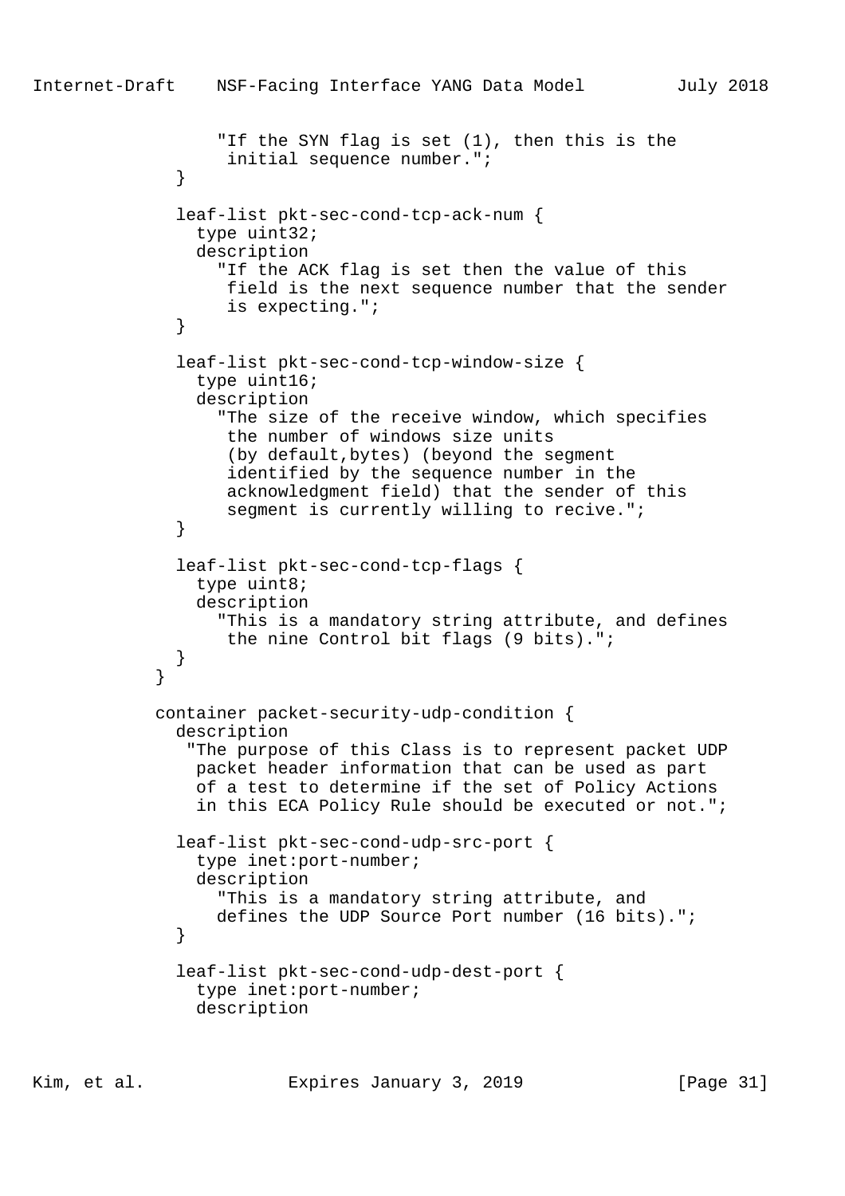```
                "If the SYN flag is set (1), then this is the
                 initial sequence number.";
            }

            leaf-list pkt-sec-cond-tcp-ack-num {
              type uint32;
              description
                "If the ACK flag is set then the value of this
                 field is the next sequence number that the sender
                 is expecting.";
            }

            leaf-list pkt-sec-cond-tcp-window-size {
              type uint16;
              description
                "The size of the receive window, which specifies
                 the number of windows size units
                 (by default,bytes) (beyond the segment
                 identified by the sequence number in the
                 acknowledgment field) that the sender of this
                 segment is currently willing to recive.";
            }

            leaf-list pkt-sec-cond-tcp-flags {
              type uint8;
              description
                "This is a mandatory string attribute, and defines
                 the nine Control bit flags (9 bits).";
            }
          }

          container packet-security-udp-condition {
            description
             "The purpose of this Class is to represent packet UDP
              packet header information that can be used as part
              of a test to determine if the set of Policy Actions
              in this ECA Policy Rule should be executed or not.";

            leaf-list pkt-sec-cond-udp-src-port {
              type inet:port-number;
              description
                "This is a mandatory string attribute, and
                defines the UDP Source Port number (16 bits).";
            }

            leaf-list pkt-sec-cond-udp-dest-port {
              type inet:port-number;
              description
```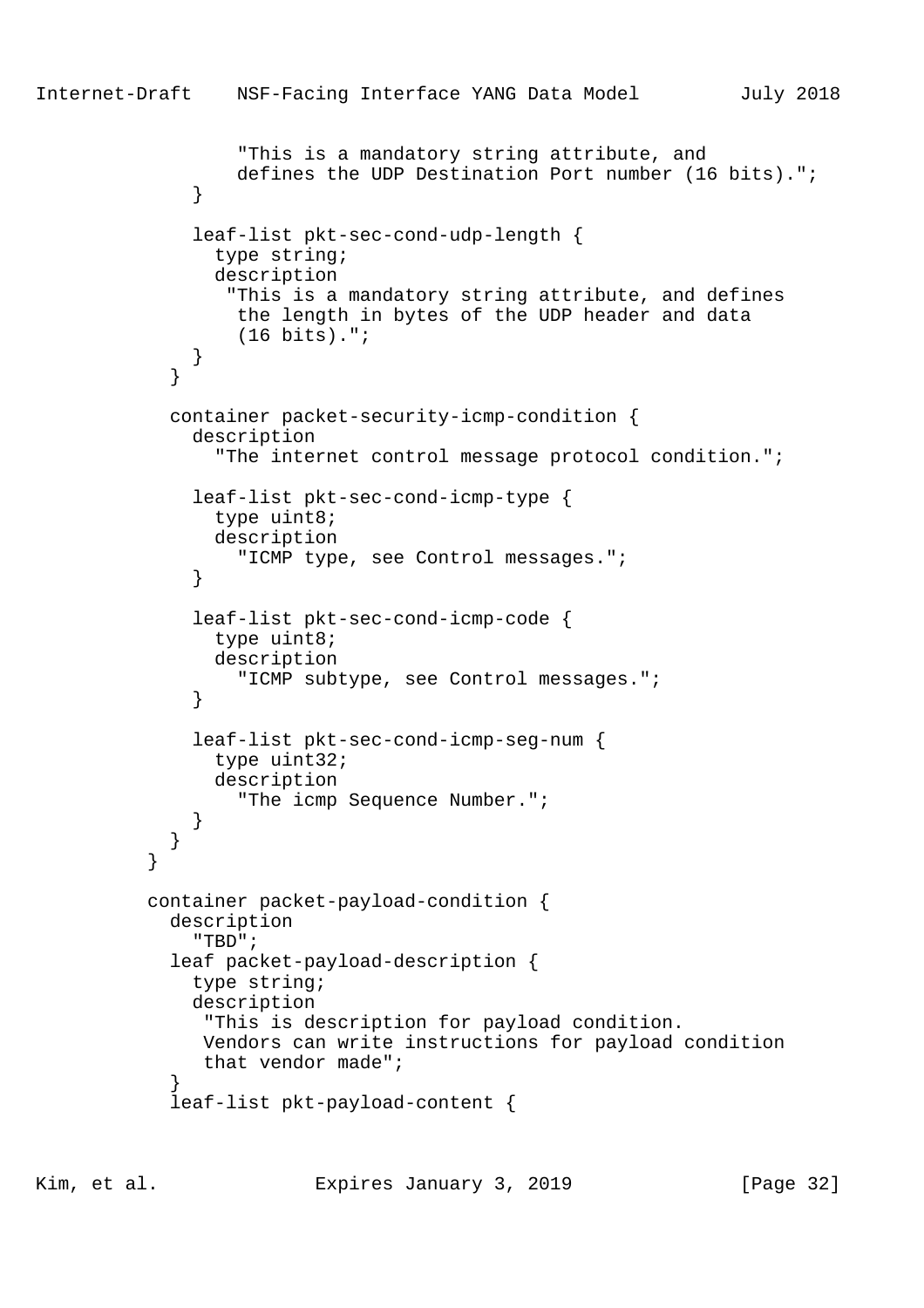```
                "This is a mandatory string attribute, and
                defines the UDP Destination Port number (16 bits).";
            }

            leaf-list pkt-sec-cond-udp-length {
              type string;
              description
               "This is a mandatory string attribute, and defines
                the length in bytes of the UDP header and data
                (16 bits).";
            }
          }

          container packet-security-icmp-condition {
            description
              "The internet control message protocol condition.";

            leaf-list pkt-sec-cond-icmp-type {
              type uint8;
              description
                "ICMP type, see Control messages.";
            }

            leaf-list pkt-sec-cond-icmp-code {
              type uint8;
              description
                "ICMP subtype, see Control messages.";
            }

            leaf-list pkt-sec-cond-icmp-seg-num {
              type uint32;
              description
                "The icmp Sequence Number.";
            }
          }
        }

        container packet-payload-condition {
          description
            "TBD";
          leaf packet-payload-description {
            type string;
            description
             "This is description for payload condition.
             Vendors can write instructions for payload condition
             that vendor made";
          }
          leaf-list pkt-payload-content {
```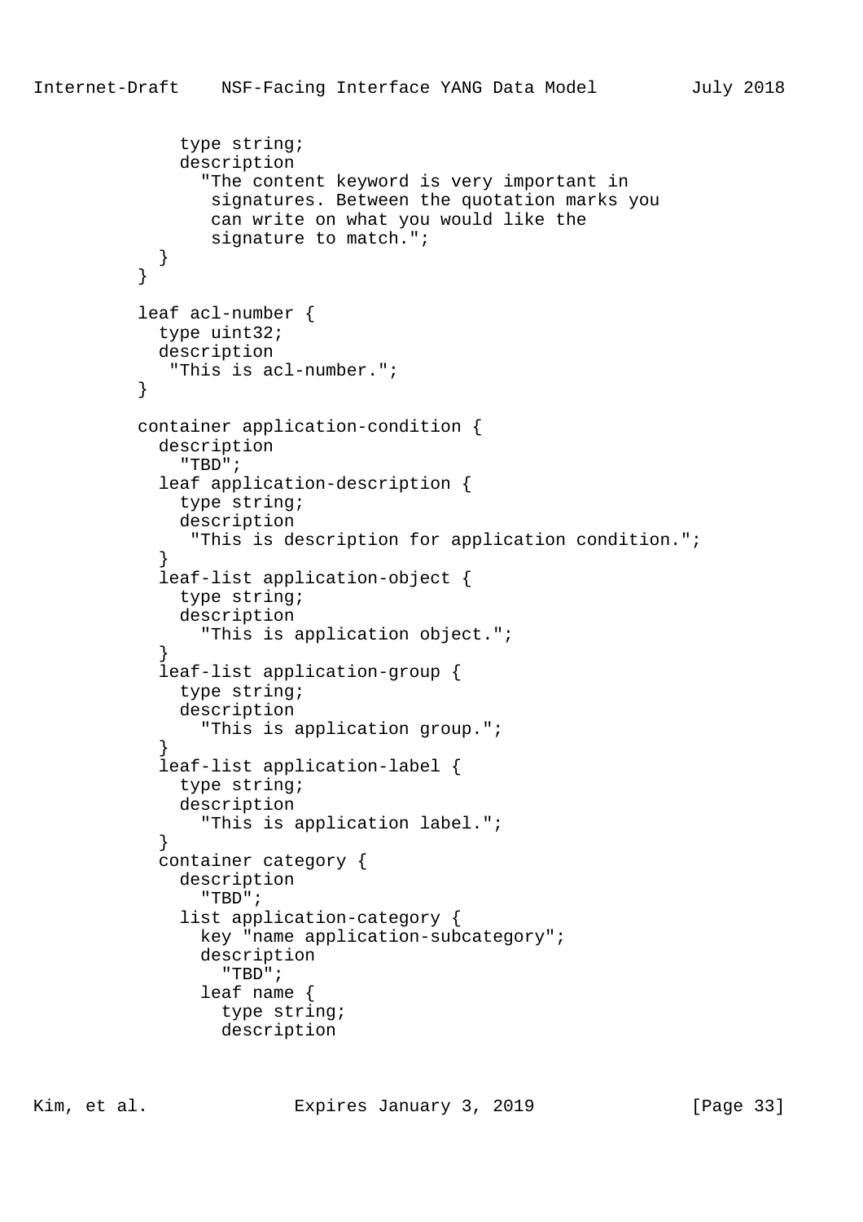```
              type string;
              description
                "The content keyword is very important in
                 signatures. Between the quotation marks you
                 can write on what you would like the
                 signature to match.";
            }
          }

          leaf acl-number {
            type uint32;
            description
             "This is acl-number.";
          }

          container application-condition {
            description
              "TBD";
            leaf application-description {
              type string;
              description
               "This is description for application condition.";
            }
            leaf-list application-object {
              type string;
              description
                "This is application object.";
            }
            leaf-list application-group {
              type string;
              description
                "This is application group.";
            }
            leaf-list application-label {
              type string;
              description
                "This is application label.";
            }
            container category {
              description
                "TBD";
              list application-category {
                key "name application-subcategory";
                description
                  "TBD";
                leaf name {
                  type string;
                  description
```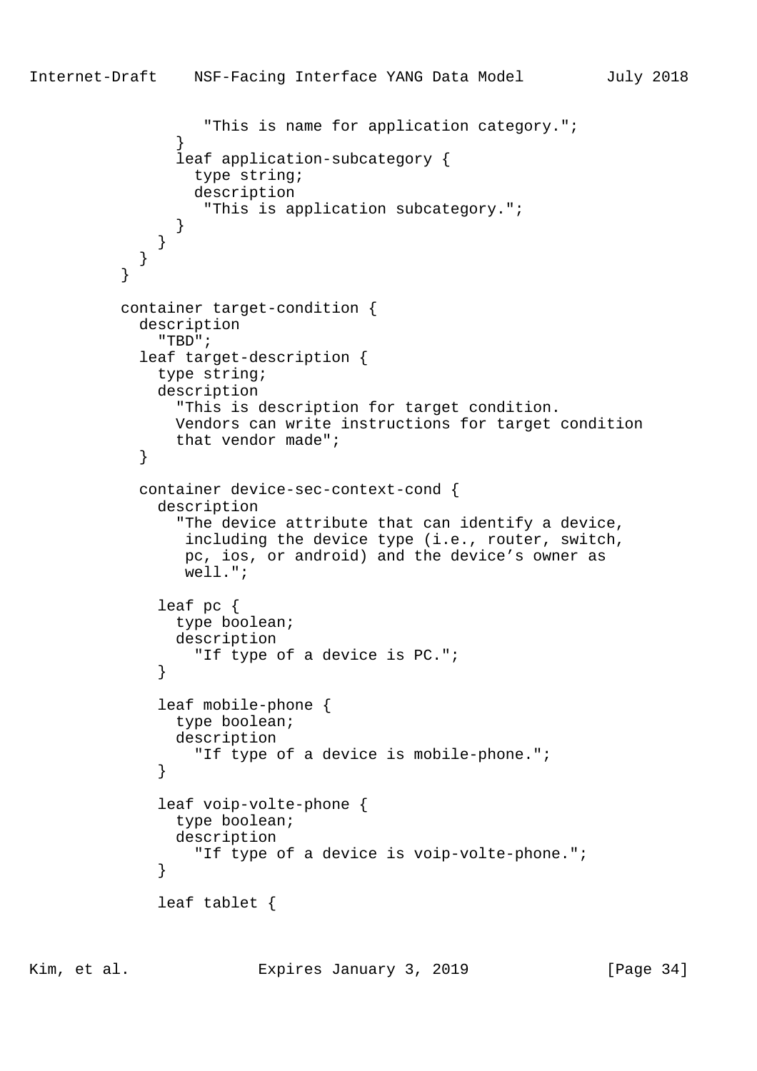```
                "This is name for application category.";
             }
             leaf application-subcategory {
               type string;
               description
                "This is application subcategory.";
             }
           }
         }
       }

       container target-condition {
         description
           "TBD";
         leaf target-description {
           type string;
           description
             "This is description for target condition.
             Vendors can write instructions for target condition
             that vendor made";
         }

         container device-sec-context-cond {
           description
             "The device attribute that can identify a device,
              including the device type (i.e., router, switch,
              pc, ios, or android) and the device's owner as
              well.";

           leaf pc {
             type boolean;
             description
               "If type of a device is PC.";
           }

           leaf mobile-phone {
             type boolean;
             description
               "If type of a device is mobile-phone.";
           }

           leaf voip-volte-phone {
             type boolean;
             description
               "If type of a device is voip-volte-phone.";
           }

           leaf tablet {
```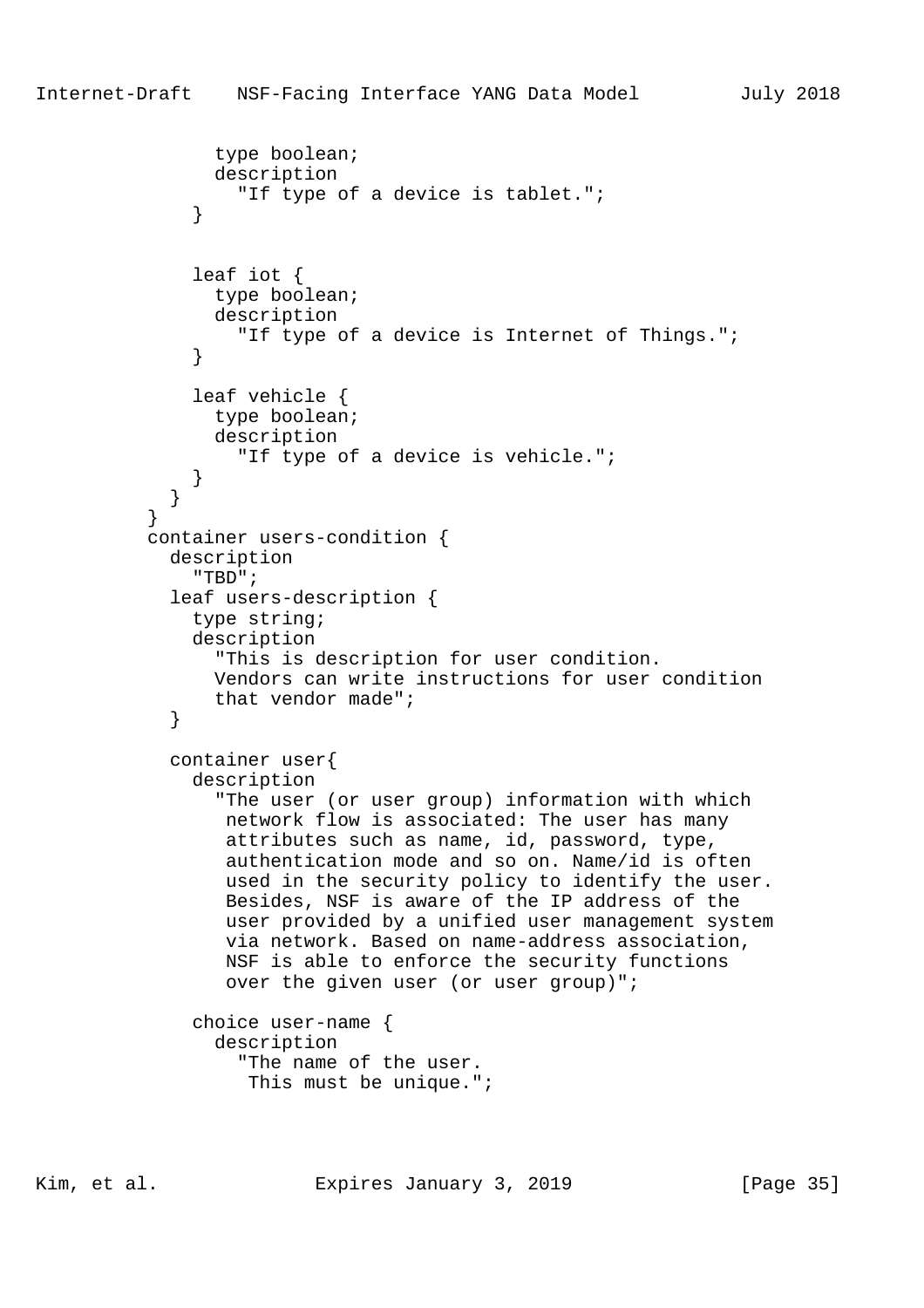```
              type boolean;
              description
                "If type of a device is tablet.";
            }


            leaf iot {
              type boolean;
              description
                "If type of a device is Internet of Things.";
            }

            leaf vehicle {
              type boolean;
              description
                "If type of a device is vehicle.";
            }
          }
        }
        container users-condition {
          description
            "TBD";
          leaf users-description {
            type string;
            description
              "This is description for user condition.
              Vendors can write instructions for user condition
              that vendor made";
          }

          container user{
            description
              "The user (or user group) information with which
               network flow is associated: The user has many
               attributes such as name, id, password, type,
               authentication mode and so on. Name/id is often
               used in the security policy to identify the user.
               Besides, NSF is aware of the IP address of the
               user provided by a unified user management system
               via network. Based on name-address association,
               NSF is able to enforce the security functions
               over the given user (or user group)";

            choice user-name {
              description
                "The name of the user.
                 This must be unique.";
```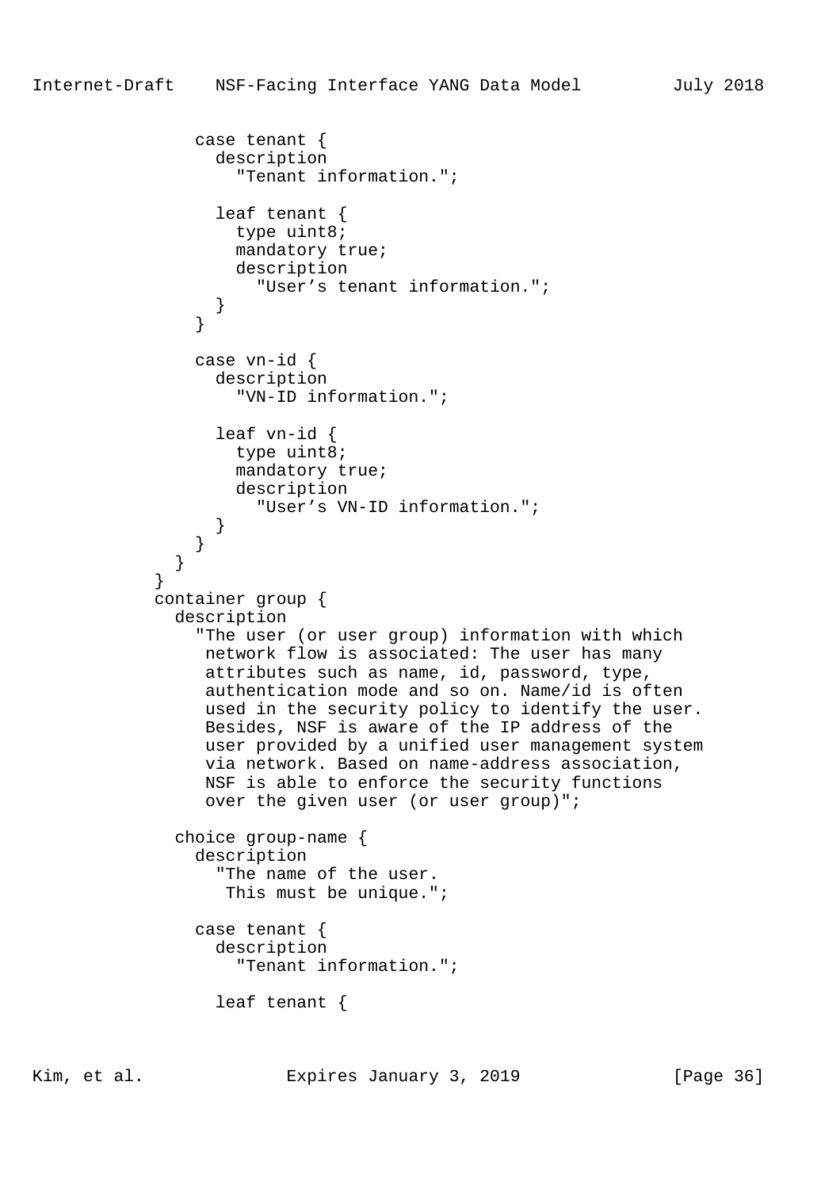```
              case tenant {
                description
                  "Tenant information.";

                leaf tenant {
                  type uint8;
                  mandatory true;
                  description
                    "User’s tenant information.";
                }
              }

              case vn-id {
                description
                  "VN-ID information.";

                leaf vn-id {
                  type uint8;
                  mandatory true;
                  description
                    "User’s VN-ID information.";
                }
              }
            }
          }
          container group {
            description
              "The user (or user group) information with which
               network flow is associated: The user has many
               attributes such as name, id, password, type,
               authentication mode and so on. Name/id is often
               used in the security policy to identify the user.
               Besides, NSF is aware of the IP address of the
               user provided by a unified user management system
               via network. Based on name-address association,
               NSF is able to enforce the security functions
               over the given user (or user group)";

            choice group-name {
              description
                "The name of the user.
                 This must be unique.";

              case tenant {
                description
                  "Tenant information.";

                leaf tenant {
```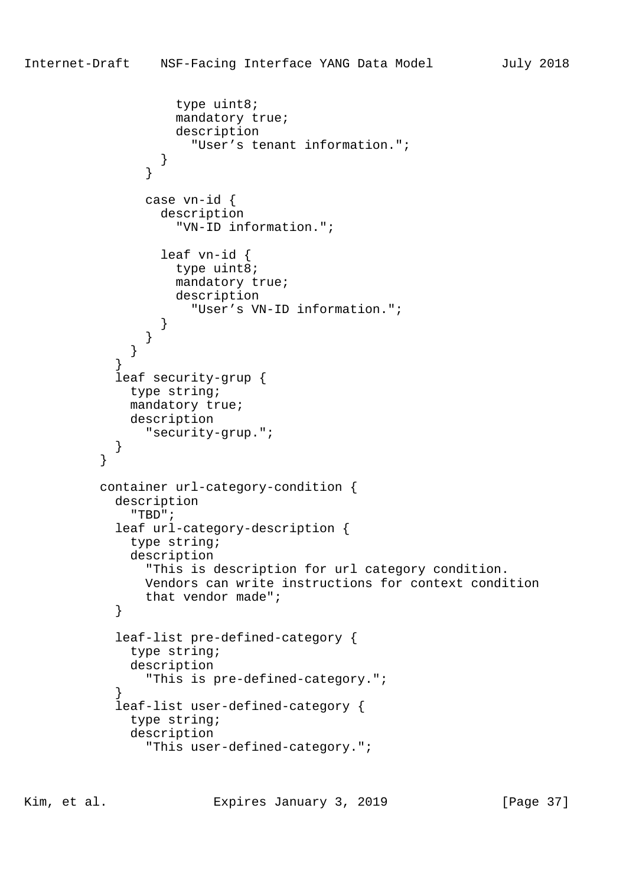```
                type uint8;
                mandatory true;
                description
                  "User’s tenant information.";
              }
            }

            case vn-id {
              description
                "VN-ID information.";

              leaf vn-id {
                type uint8;
                mandatory true;
                description
                  "User’s VN-ID information.";
              }
            }
          }
        }
        leaf security-grup {
          type string;
          mandatory true;
          description
            "security-grup.";
        }
      }

      container url-category-condition {
        description
          "TBD";
        leaf url-category-description {
          type string;
          description
            "This is description for url category condition.
            Vendors can write instructions for context condition
            that vendor made";
        }

        leaf-list pre-defined-category {
          type string;
          description
            "This is pre-defined-category.";
        }
        leaf-list user-defined-category {
          type string;
          description
            "This user-defined-category.";
```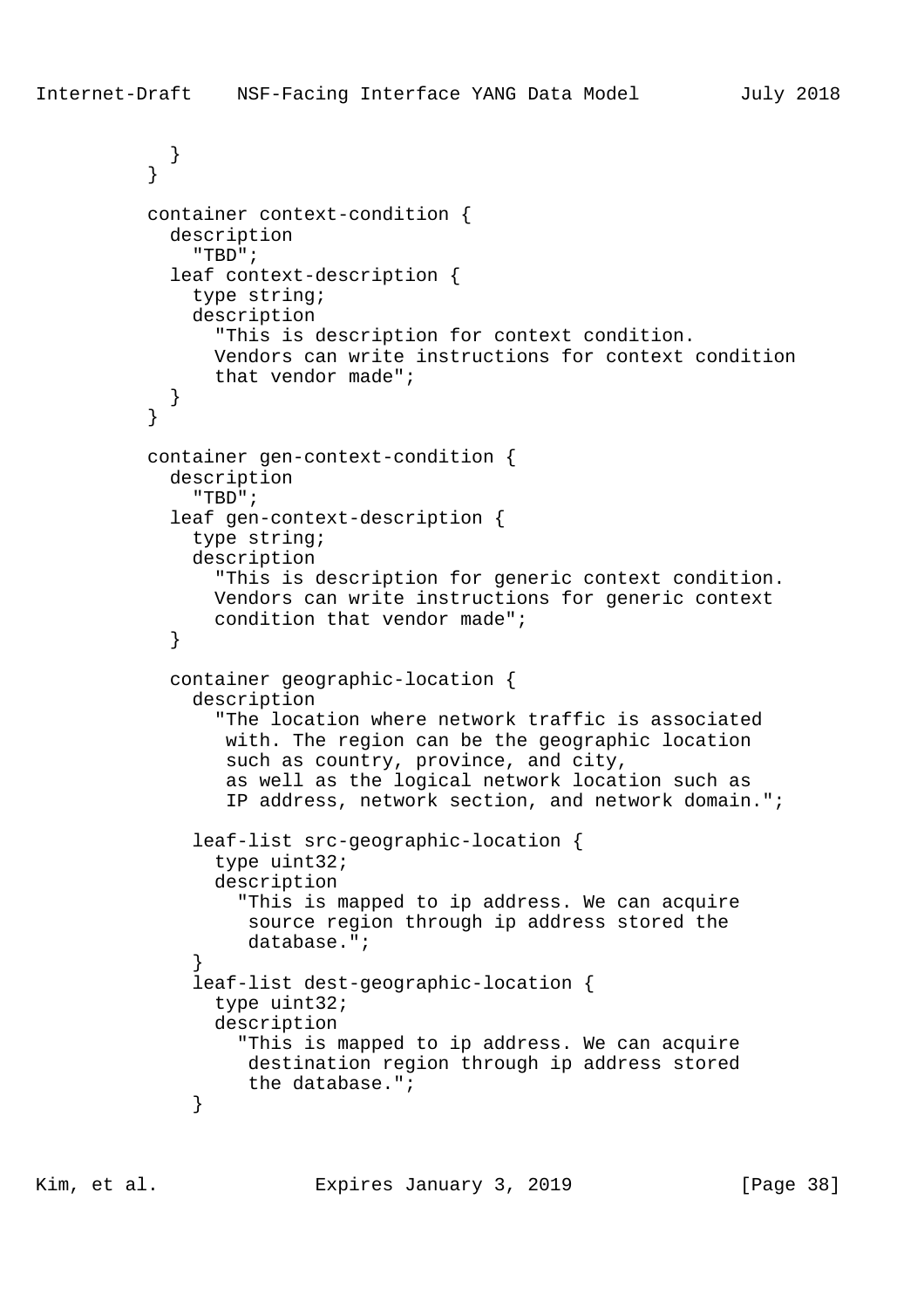```
        }
      }

      container context-condition {
        description
          "TBD";
        leaf context-description {
          type string;
          description
            "This is description for context condition.
            Vendors can write instructions for context condition
            that vendor made";
        }
      }

      container gen-context-condition {
        description
          "TBD";
        leaf gen-context-description {
          type string;
          description
            "This is description for generic context condition.
            Vendors can write instructions for generic context
            condition that vendor made";
        }

        container geographic-location {
          description
            "The location where network traffic is associated
             with. The region can be the geographic location
             such as country, province, and city,
             as well as the logical network location such as
             IP address, network section, and network domain.";

          leaf-list src-geographic-location {
            type uint32;
            description
              "This is mapped to ip address. We can acquire
               source region through ip address stored the
               database.";
          }
          leaf-list dest-geographic-location {
            type uint32;
            description
              "This is mapped to ip address. We can acquire
               destination region through ip address stored
               the database.";
          }
```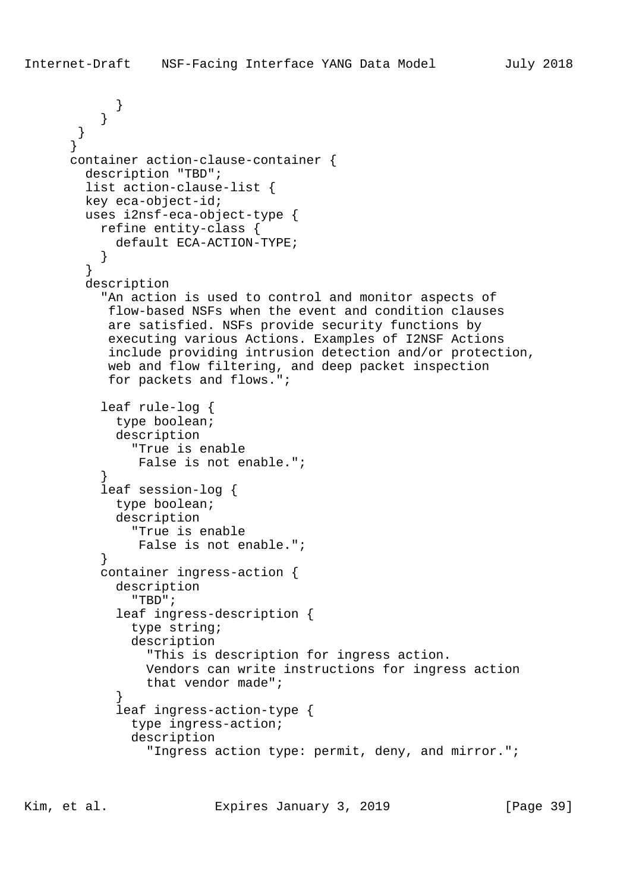```
            }
          }
       }
      }
      container action-clause-container {
        description "TBD";
        list action-clause-list {
        key eca-object-id;
        uses i2nsf-eca-object-type {
          refine entity-class {
            default ECA-ACTION-TYPE;
          }
        }
        description
          "An action is used to control and monitor aspects of
           flow-based NSFs when the event and condition clauses
           are satisfied. NSFs provide security functions by
           executing various Actions. Examples of I2NSF Actions
           include providing intrusion detection and/or protection,
           web and flow filtering, and deep packet inspection
           for packets and flows.";

          leaf rule-log {
            type boolean;
            description
              "True is enable
               False is not enable.";
          }
          leaf session-log {
            type boolean;
            description
              "True is enable
               False is not enable.";
          }
          container ingress-action {
            description
              "TBD";
            leaf ingress-description {
              type string;
              description
                "This is description for ingress action.
                Vendors can write instructions for ingress action
                that vendor made";
            }
            leaf ingress-action-type {
              type ingress-action;
              description
                "Ingress action type: permit, deny, and mirror.";
```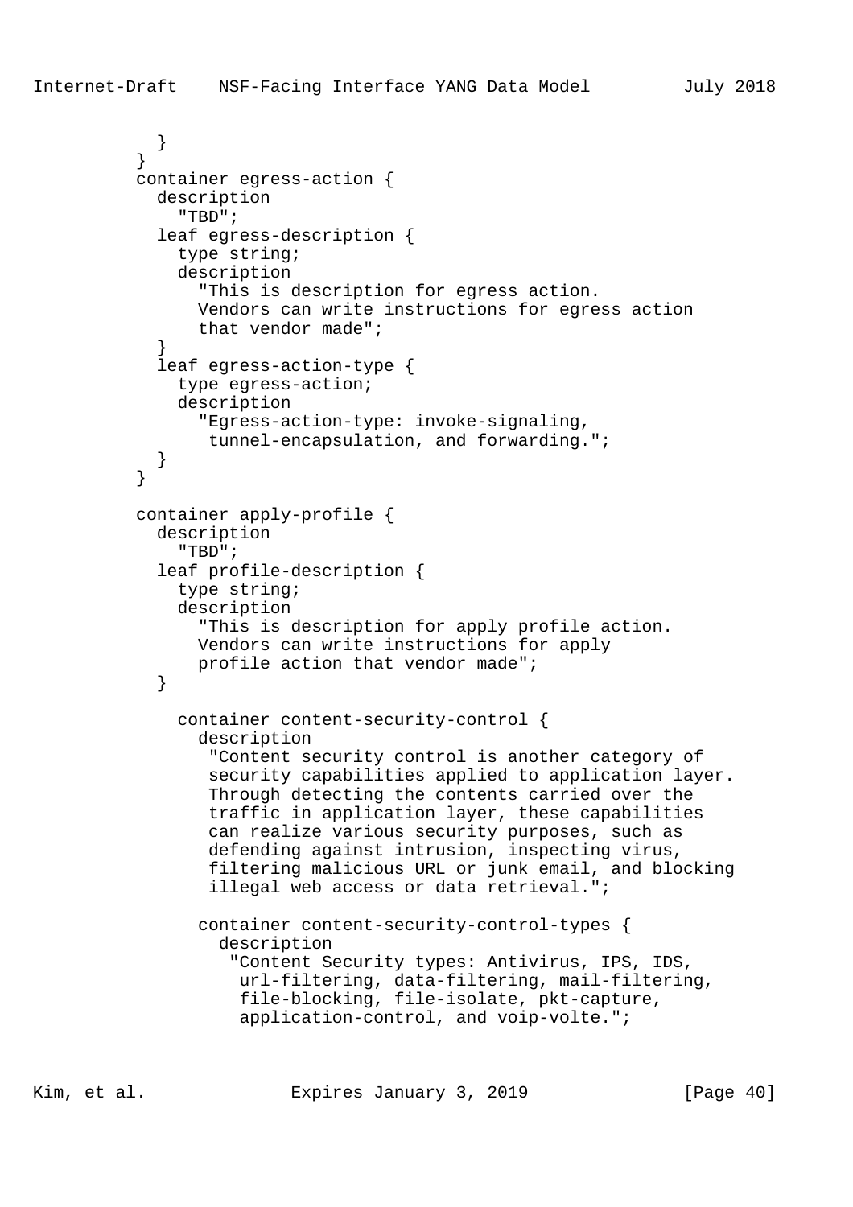```
          }
        }
        container egress-action {
          description
            "TBD";
          leaf egress-description {
            type string;
            description
              "This is description for egress action.
              Vendors can write instructions for egress action
              that vendor made";
          }
          leaf egress-action-type {
            type egress-action;
            description
              "Egress-action-type: invoke-signaling,
               tunnel-encapsulation, and forwarding.";
          }
        }

        container apply-profile {
          description
            "TBD";
          leaf profile-description {
            type string;
            description
              "This is description for apply profile action.
              Vendors can write instructions for apply
              profile action that vendor made";
          }

            container content-security-control {
              description
               "Content security control is another category of
               security capabilities applied to application layer.
               Through detecting the contents carried over the
               traffic in application layer, these capabilities
               can realize various security purposes, such as
               defending against intrusion, inspecting virus,
               filtering malicious URL or junk email, and blocking
               illegal web access or data retrieval.";

              container content-security-control-types {
                description
                 "Content Security types: Antivirus, IPS, IDS,
                  url-filtering, data-filtering, mail-filtering,
                  file-blocking, file-isolate, pkt-capture,
                  application-control, and voip-volte.";
```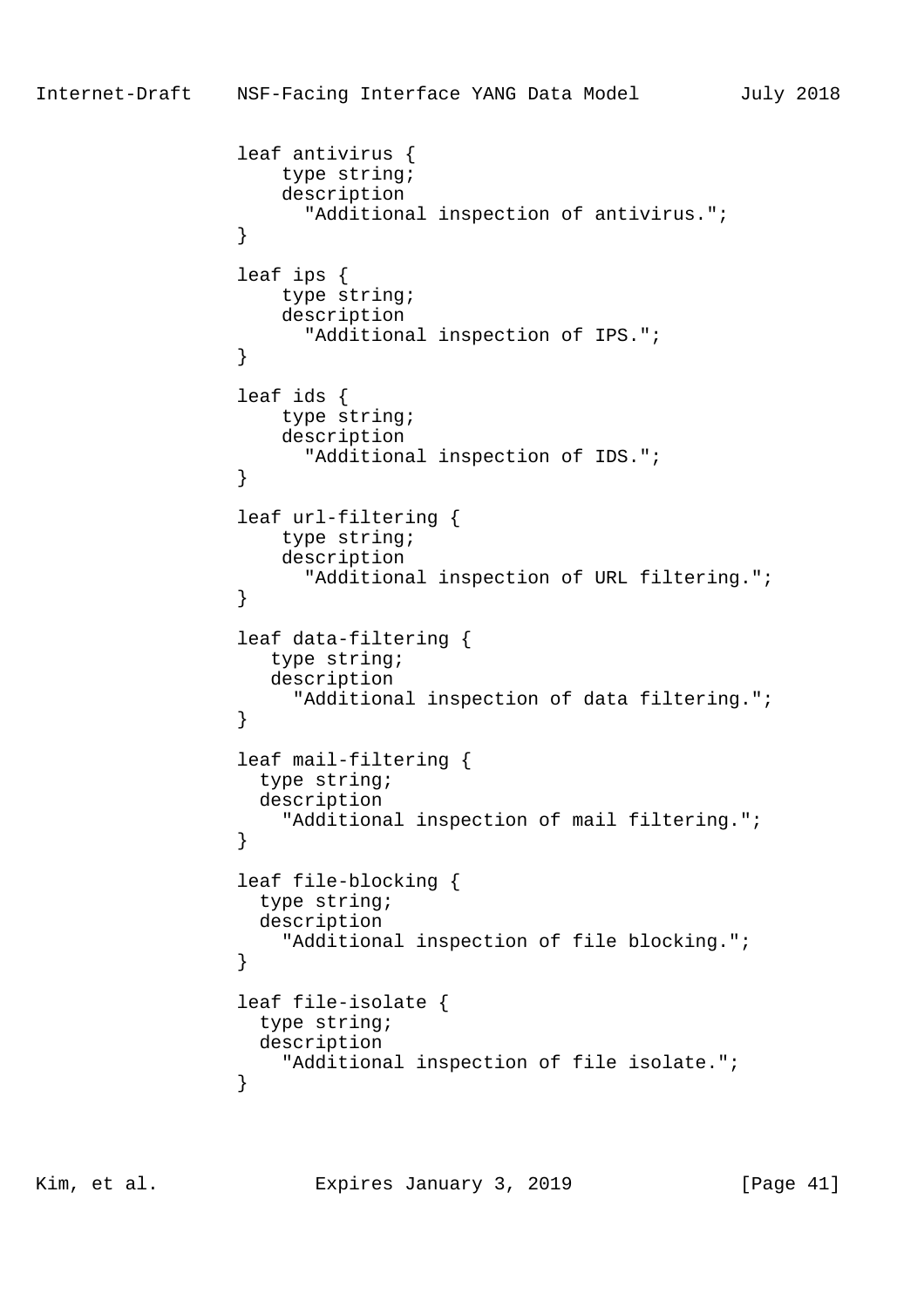```
              leaf antivirus {
                  type string;
                  description
                    "Additional inspection of antivirus.";
              }

              leaf ips {
                  type string;
                  description
                    "Additional inspection of IPS.";
              }

              leaf ids {
                  type string;
                  description
                    "Additional inspection of IDS.";
              }

              leaf url-filtering {
                  type string;
                  description
                    "Additional inspection of URL filtering.";
              }

              leaf data-filtering {
                 type string;
                 description
                   "Additional inspection of data filtering.";
              }

              leaf mail-filtering {
                type string;
                description
                  "Additional inspection of mail filtering.";
              }

              leaf file-blocking {
                type string;
                description
                  "Additional inspection of file blocking.";
              }

              leaf file-isolate {
                type string;
                description
                  "Additional inspection of file isolate.";
              }
```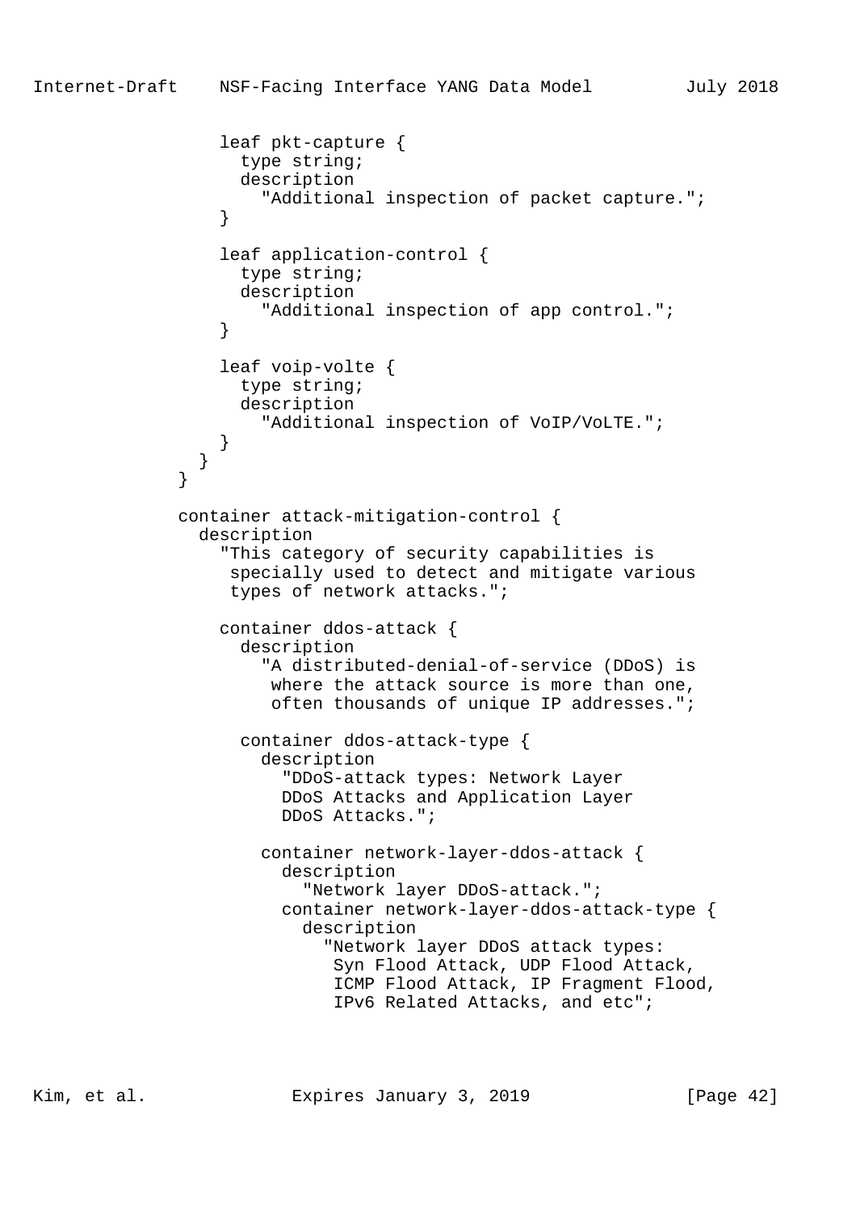```
            leaf pkt-capture {
              type string;
              description
                "Additional inspection of packet capture.";
            }

            leaf application-control {
              type string;
              description
                "Additional inspection of app control.";
            }

            leaf voip-volte {
              type string;
              description
                "Additional inspection of VoIP/VoLTE.";
            }
          }
        }

        container attack-mitigation-control {
          description
            "This category of security capabilities is
             specially used to detect and mitigate various
             types of network attacks.";

            container ddos-attack {
              description
                "A distributed-denial-of-service (DDoS) is
                 where the attack source is more than one,
                 often thousands of unique IP addresses.";

              container ddos-attack-type {
                description
                  "DDoS-attack types: Network Layer
                  DDoS Attacks and Application Layer
                  DDoS Attacks.";

                container network-layer-ddos-attack {
                  description
                    "Network layer DDoS-attack.";
                  container network-layer-ddos-attack-type {
                    description
                      "Network layer DDoS attack types:
                       Syn Flood Attack, UDP Flood Attack,
                       ICMP Flood Attack, IP Fragment Flood,
                       IPv6 Related Attacks, and etc";
```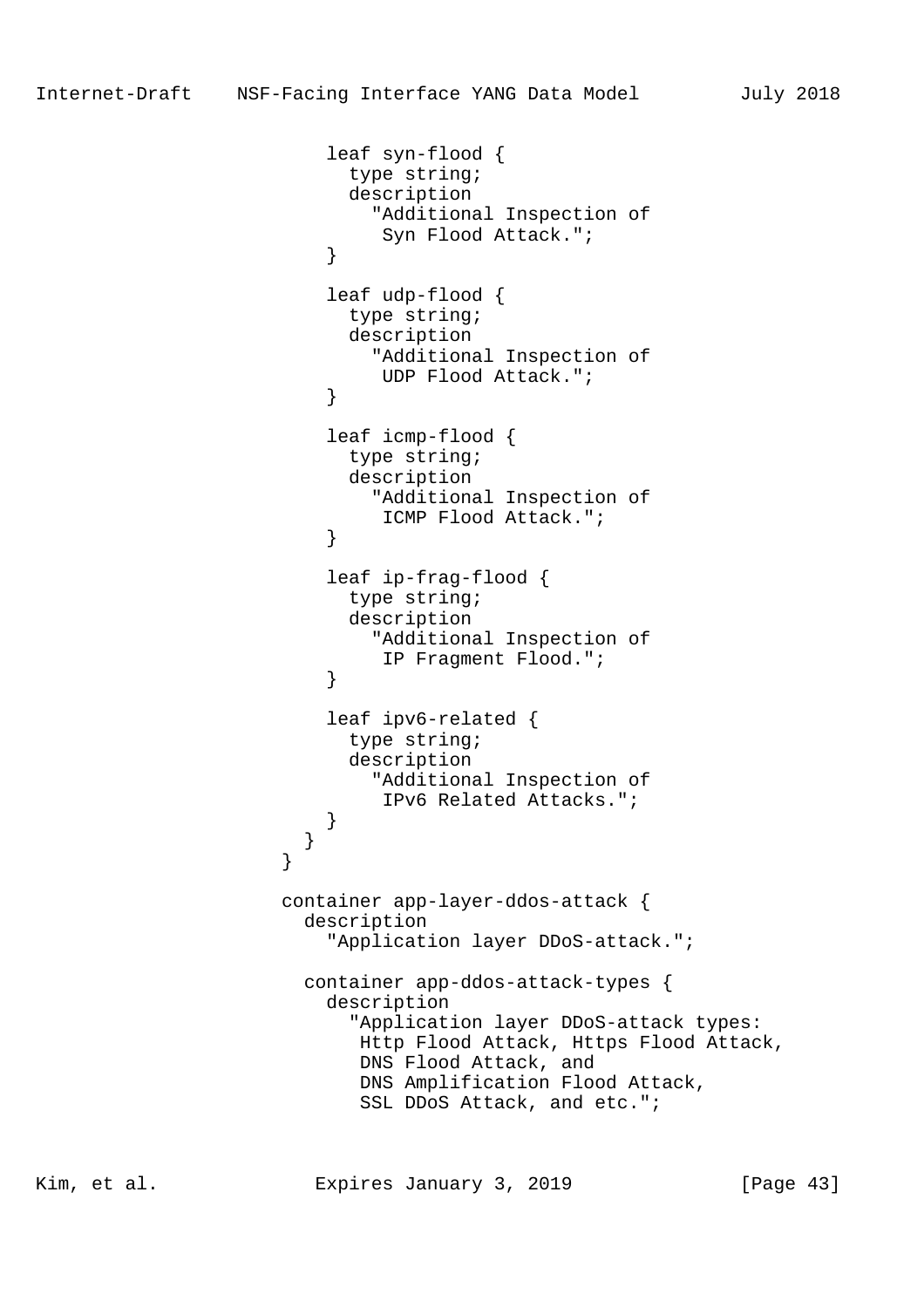```
                  leaf syn-flood {
                    type string;
                    description
                      "Additional Inspection of
                       Syn Flood Attack.";
                  }

                  leaf udp-flood {
                    type string;
                    description
                      "Additional Inspection of
                       UDP Flood Attack.";
                  }

                  leaf icmp-flood {
                    type string;
                    description
                      "Additional Inspection of
                       ICMP Flood Attack.";
                  }

                  leaf ip-frag-flood {
                    type string;
                    description
                      "Additional Inspection of
                       IP Fragment Flood.";
                  }

                  leaf ipv6-related {
                    type string;
                    description
                      "Additional Inspection of
                       IPv6 Related Attacks.";
                  }
                }
              }

              container app-layer-ddos-attack {
                description
                  "Application layer DDoS-attack.";

                container app-ddos-attack-types {
                  description
                    "Application layer DDoS-attack types:
                     Http Flood Attack, Https Flood Attack,
                     DNS Flood Attack, and
                     DNS Amplification Flood Attack,
                     SSL DDoS Attack, and etc.";
```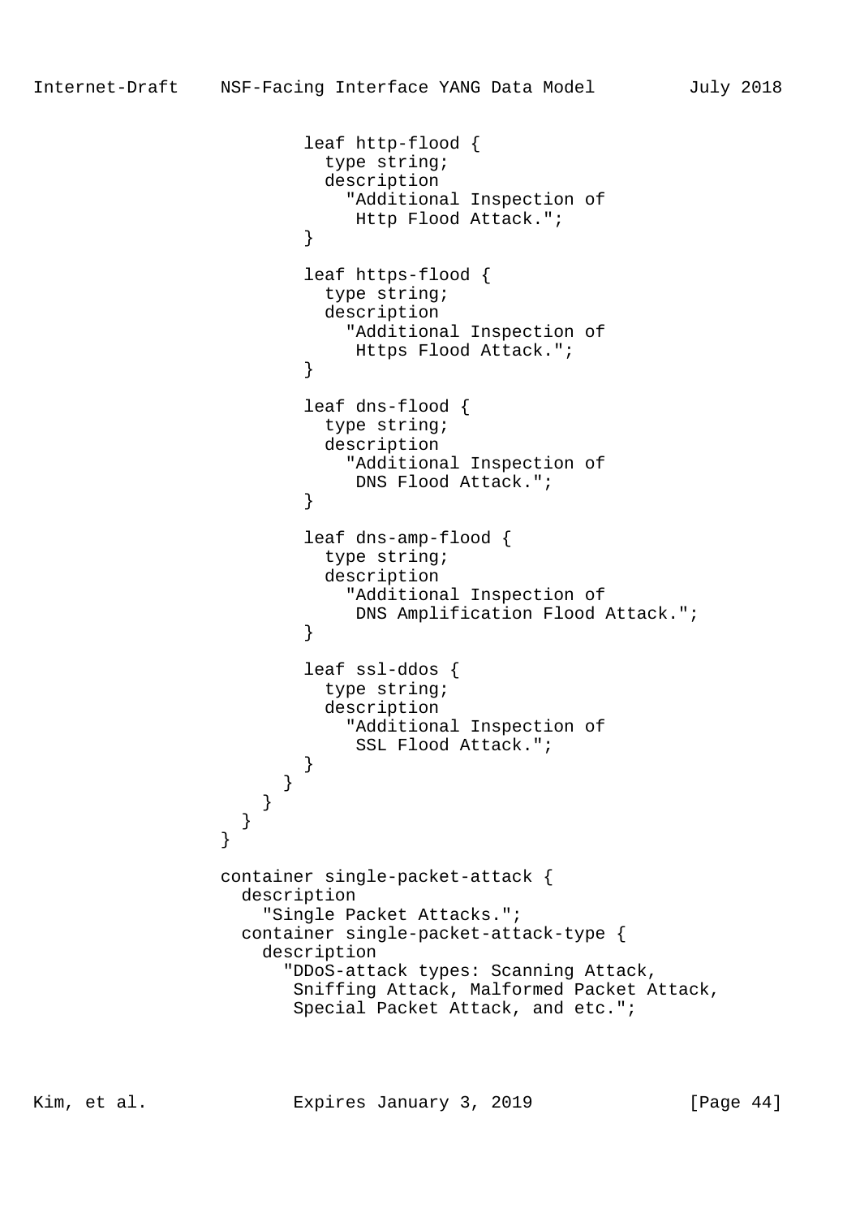```
                leaf http-flood {
                  type string;
                  description
                    "Additional Inspection of
                     Http Flood Attack.";
                }

                leaf https-flood {
                  type string;
                  description
                    "Additional Inspection of
                     Https Flood Attack.";
                }

                leaf dns-flood {
                  type string;
                  description
                    "Additional Inspection of
                     DNS Flood Attack.";
                }

                leaf dns-amp-flood {
                  type string;
                  description
                    "Additional Inspection of
                     DNS Amplification Flood Attack.";
                }

                leaf ssl-ddos {
                  type string;
                  description
                    "Additional Inspection of
                     SSL Flood Attack.";
                }
              }
            }
          }
        }

        container single-packet-attack {
          description
            "Single Packet Attacks.";
          container single-packet-attack-type {
            description
              "DDoS-attack types: Scanning Attack,
               Sniffing Attack, Malformed Packet Attack,
               Special Packet Attack, and etc.";
```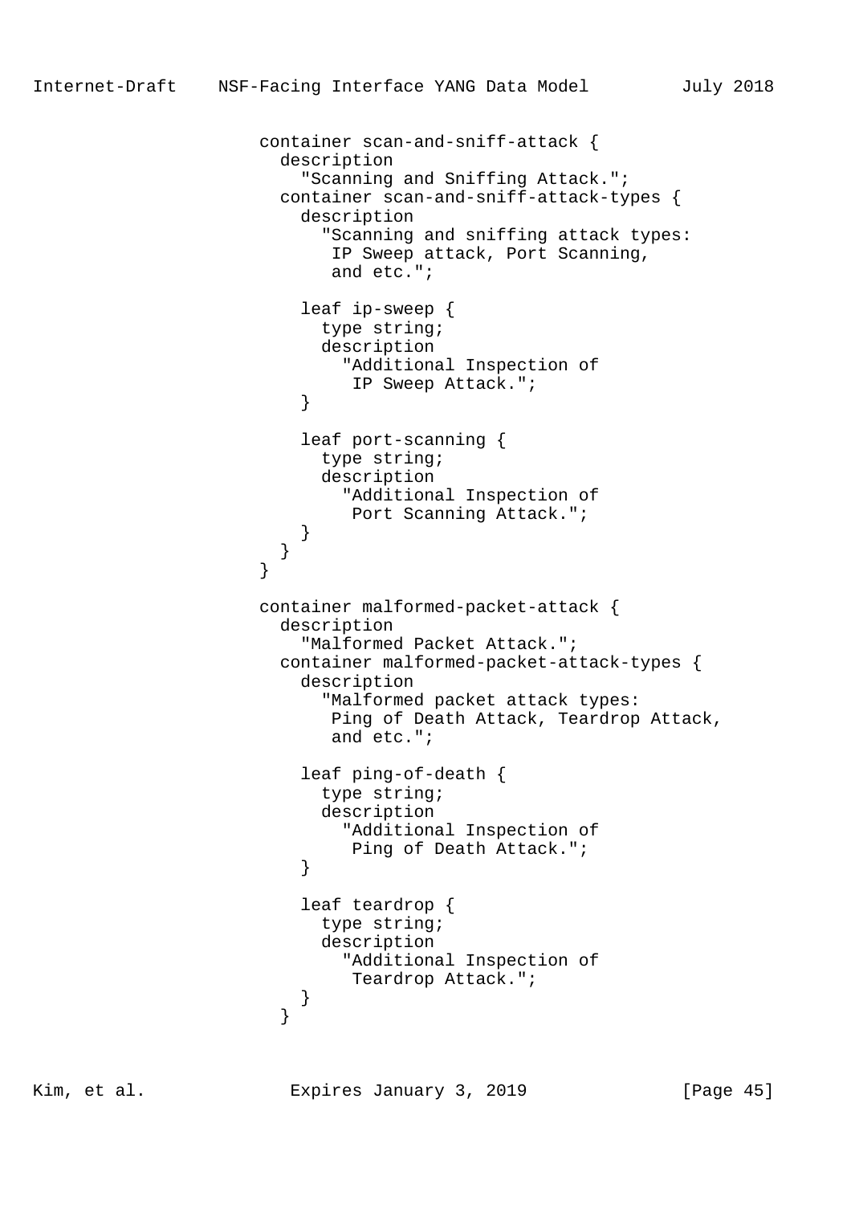```
                 container scan-and-sniff-attack {
                   description
                     "Scanning and Sniffing Attack.";
                   container scan-and-sniff-attack-types {
                     description
                       "Scanning and sniffing attack types:
                        IP Sweep attack, Port Scanning,
                        and etc.";

                     leaf ip-sweep {
                       type string;
                       description
                         "Additional Inspection of
                          IP Sweep Attack.";
                     }

                     leaf port-scanning {
                       type string;
                       description
                         "Additional Inspection of
                          Port Scanning Attack.";
                     }
                   }
                 }

                 container malformed-packet-attack {
                   description
                     "Malformed Packet Attack.";
                   container malformed-packet-attack-types {
                     description
                       "Malformed packet attack types:
                        Ping of Death Attack, Teardrop Attack,
                        and etc.";

                     leaf ping-of-death {
                       type string;
                       description
                         "Additional Inspection of
                          Ping of Death Attack.";
                     }

                     leaf teardrop {
                       type string;
                       description
                         "Additional Inspection of
                          Teardrop Attack.";
                     }
                   }
```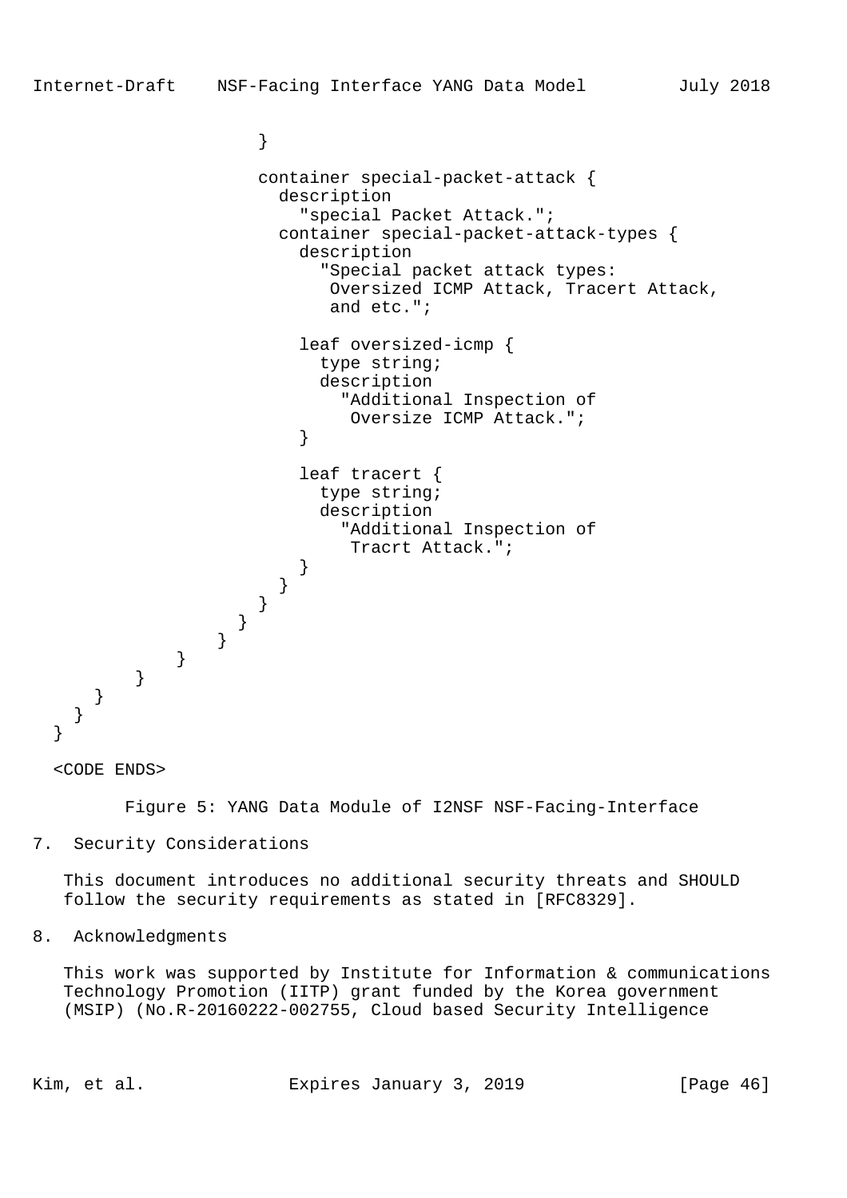```
                    }

                    container special-packet-attack {
                      description
                        "special Packet Attack.";
                      container special-packet-attack-types {
                        description
                          "Special packet attack types:
                           Oversized ICMP Attack, Tracert Attack,
                           and etc.";

                        leaf oversized-icmp {
                          type string;
                          description
                            "Additional Inspection of
                             Oversize ICMP Attack.";
                        }

                        leaf tracert {
                          type string;
                          description
                            "Additional Inspection of
                             Tracrt Attack.";
                        }
                      }
                    }
                  }
                }
              }
            }
          }
        }
      }
    }

  <CODE ENDS>
```

Figure 5: YANG Data Module of I2NSF NSF-Facing-Interface

## 7. Security Considerations

This document introduces no additional security threats and SHOULD follow the security requirements as stated in [RFC8329].

## 8. Acknowledgments

This work was supported by Institute for Information & communications Technology Promotion (IITP) grant funded by the Korea government (MSIP) (No.R-20160222-002755, Cloud based Security Intelligence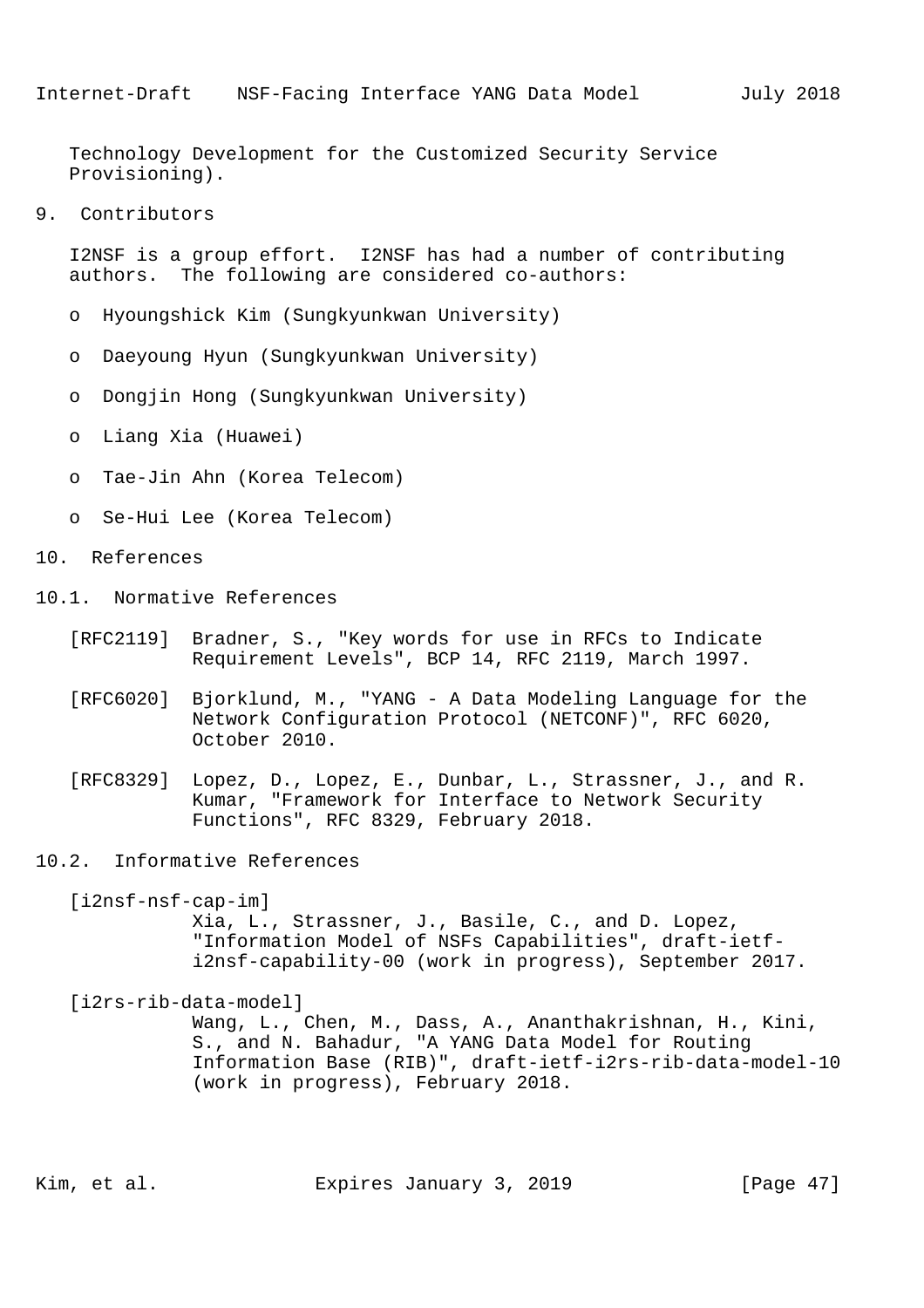Technology Development for the Customized Security Service Provisioning).

# 9. Contributors

I2NSF is a group effort. I2NSF has had a number of contributing authors. The following are considered co-authors:

- Hyoungshick Kim (Sungkyunkwan University)
- Daeyoung Hyun (Sungkyunkwan University)
- Dongjin Hong (Sungkyunkwan University)
- Liang Xia (Huawei)
- Tae-Jin Ahn (Korea Telecom)
- Se-Hui Lee (Korea Telecom)

# 10. References

## 10.1. Normative References

[RFC2119] Bradner, S., "Key words for use in RFCs to Indicate Requirement Levels", BCP 14, RFC 2119, March 1997.

[RFC6020] Bjorklund, M., "YANG - A Data Modeling Language for the Network Configuration Protocol (NETCONF)", RFC 6020, October 2010.

[RFC8329] Lopez, D., Lopez, E., Dunbar, L., Strassner, J., and R. Kumar, "Framework for Interface to Network Security Functions", RFC 8329, February 2018.

## 10.2. Informative References

[i2nsf-nsf-cap-im] Xia, L., Strassner, J., Basile, C., and D. Lopez, "Information Model of NSFs Capabilities", draft-ietf-i2nsf-capability-00 (work in progress), September 2017.

[i2rs-rib-data-model] Wang, L., Chen, M., Dass, A., Ananthakrishnan, H., Kini, S., and N. Bahadur, "A YANG Data Model for Routing Information Base (RIB)", draft-ietf-i2rs-rib-data-model-10 (work in progress), February 2018.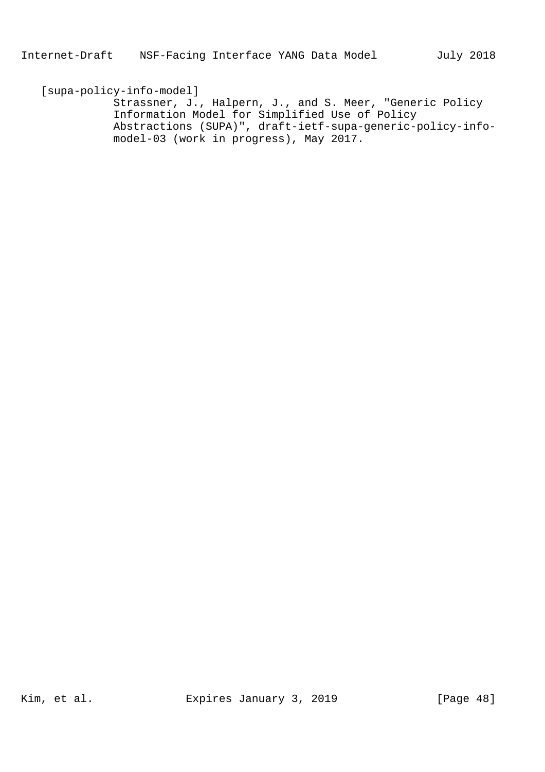[supa-policy-info-model]
Strassner, J., Halpern, J., and S. Meer, "Generic Policy Information Model for Simplified Use of Policy Abstractions (SUPA)", draft-ietf-supa-generic-policy-info-model-03 (work in progress), May 2017.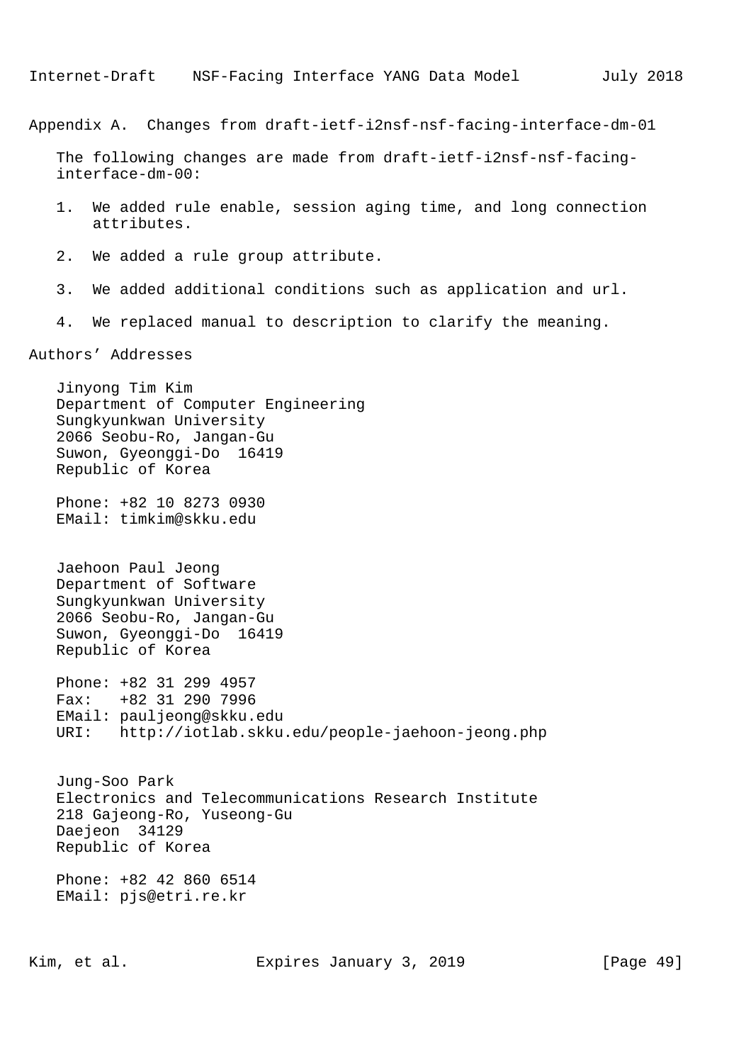# Appendix A. Changes from draft-ietf-i2nsf-nsf-facing-interface-dm-01

The following changes are made from draft-ietf-i2nsf-nsf-facing-interface-dm-00:

1. We added rule enable, session aging time, and long connection attributes.

2. We added a rule group attribute.

3. We added additional conditions such as application and url.

4. We replaced manual to description to clarify the meaning.

# Authors’ Addresses

Jinyong Tim Kim
Department of Computer Engineering
Sungkyunkwan University
2066 Seobu-Ro, Jangan-Gu
Suwon, Gyeonggi-Do  16419
Republic of Korea

Phone: +82 10 8273 0930
EMail: timkim@skku.edu

Jaehoon Paul Jeong
Department of Software
Sungkyunkwan University
2066 Seobu-Ro, Jangan-Gu
Suwon, Gyeonggi-Do  16419
Republic of Korea

Phone: +82 31 299 4957
Fax:   +82 31 290 7996
EMail: pauljeong@skku.edu
URI:   http://iotlab.skku.edu/people-jaehoon-jeong.php

Jung-Soo Park
Electronics and Telecommunications Research Institute
218 Gajeong-Ro, Yuseong-Gu
Daejeon  34129
Republic of Korea

Phone: +82 42 860 6514
EMail: pjs@etri.re.kr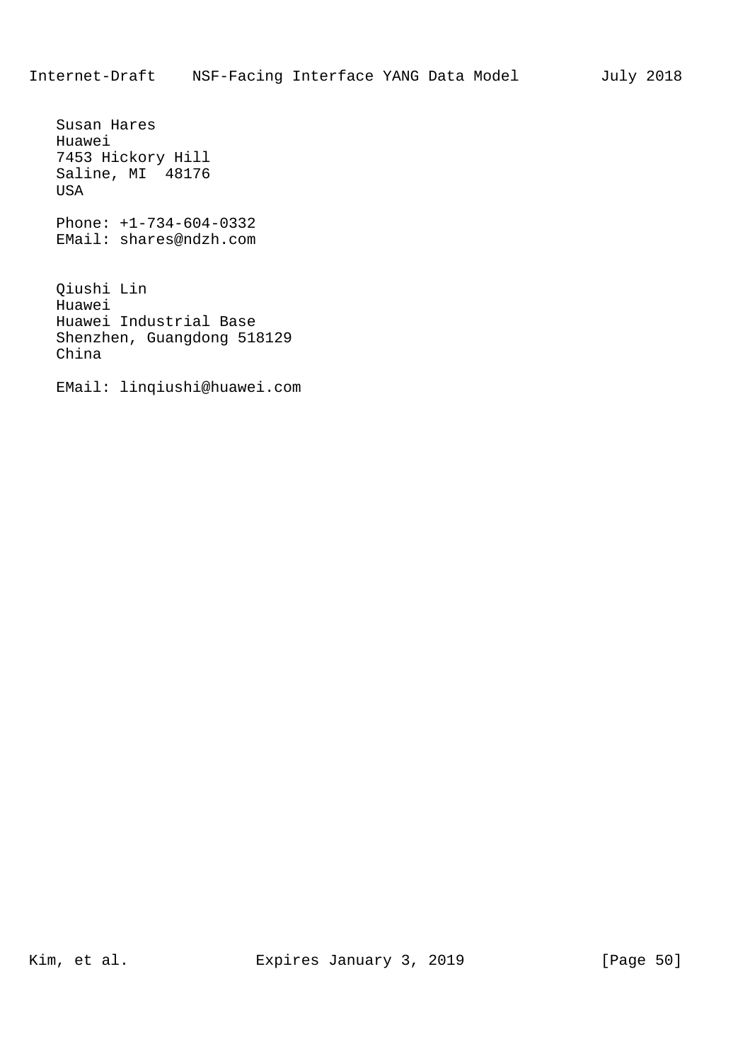Susan Hares
Huawei
7453 Hickory Hill
Saline, MI  48176
USA

Phone: +1-734-604-0332
EMail: shares@ndzh.com

Qiushi Lin
Huawei
Huawei Industrial Base
Shenzhen, Guangdong 518129
China

EMail: linqiushi@huawei.com